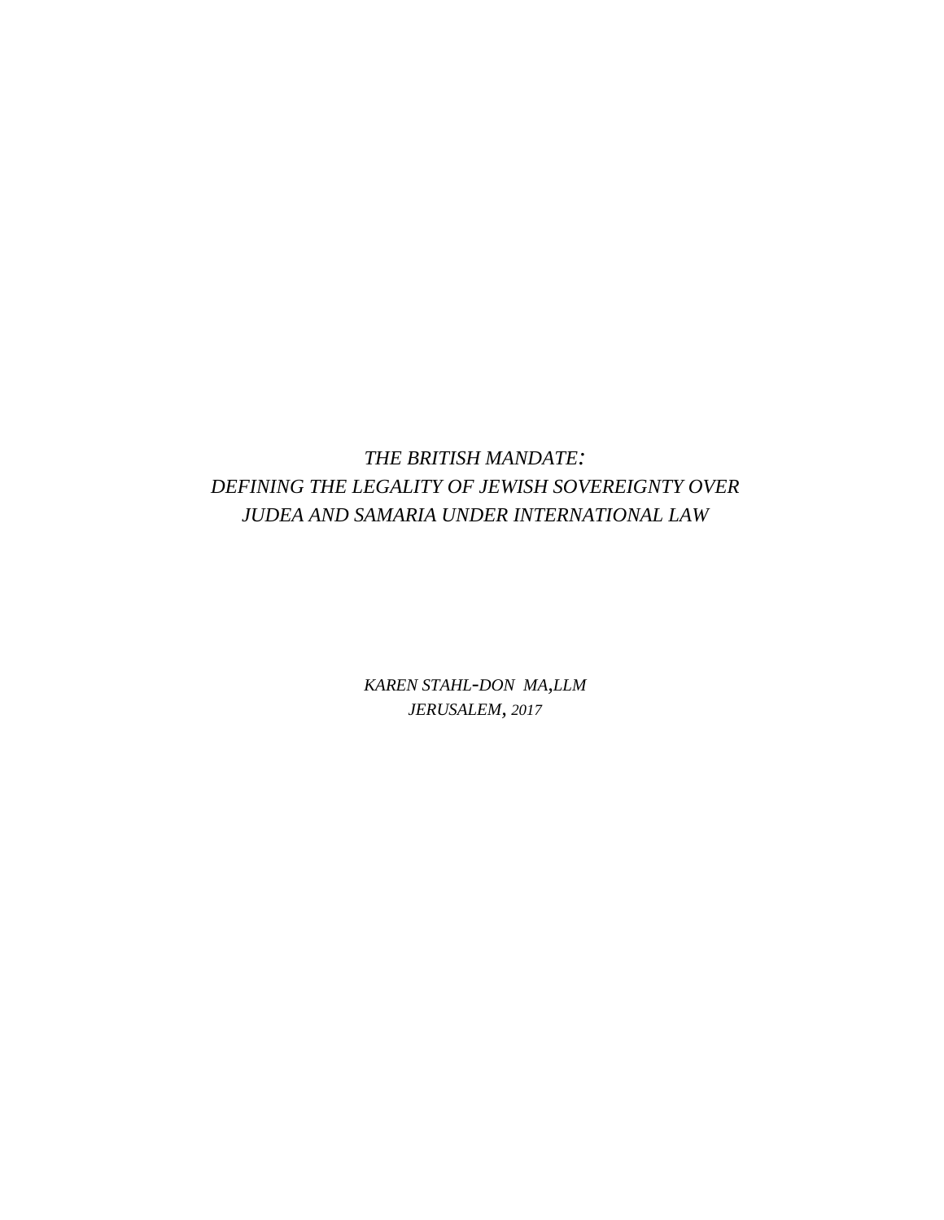# *THE BRITISH MANDATE:*
# *DEFINING THE LEGALITY OF JEWISH SOVEREIGNTY OVER JUDEA AND SAMARIA UNDER INTERNATIONAL LAW*

*KAREN STAHL-DON MA,LLM*

*JERUSALEM, 2017*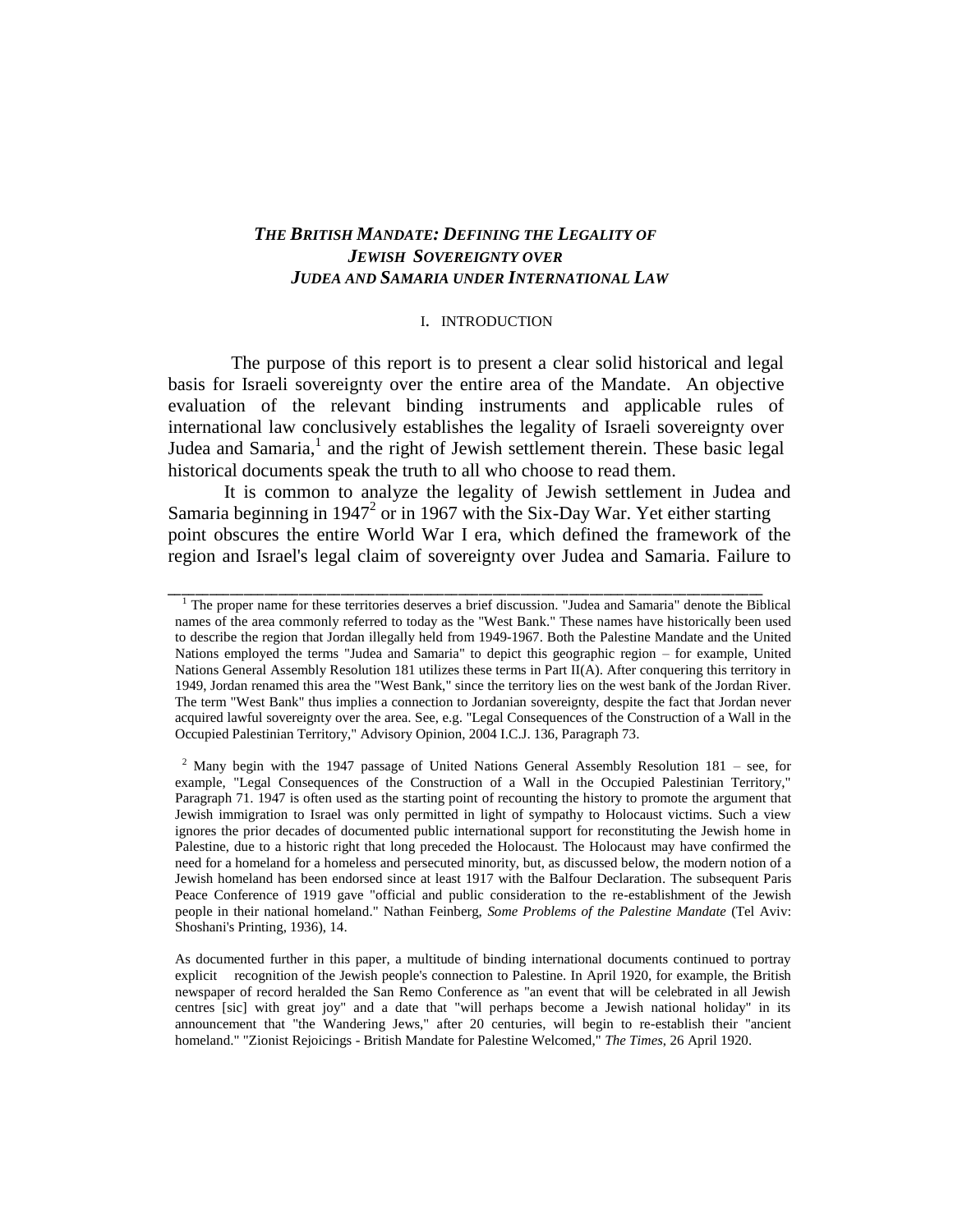# *THE BRITISH MANDATE: DEFINING THE LEGALITY OF JEWISH SOVEREIGNTY OVER JUDEA AND SAMARIA UNDER INTERNATIONAL LAW*

## I. INTRODUCTION

The purpose of this report is to present a clear solid historical and legal basis for Israeli sovereignty over the entire area of the Mandate. An objective evaluation of the relevant binding instruments and applicable rules of international law conclusively establishes the legality of Israeli sovereignty over Judea and Samaria,[1] and the right of Jewish settlement therein. These basic legal historical documents speak the truth to all who choose to read them.

It is common to analyze the legality of Jewish settlement in Judea and Samaria beginning in 1947[2] or in 1967 with the Six-Day War. Yet either starting point obscures the entire World War I era, which defined the framework of the region and Israel's legal claim of sovereignty over Judea and Samaria. Failure to

---

[1] The proper name for these territories deserves a brief discussion. "Judea and Samaria" denote the Biblical names of the area commonly referred to today as the "West Bank." These names have historically been used to describe the region that Jordan illegally held from 1949-1967. Both the Palestine Mandate and the United Nations employed the terms "Judea and Samaria" to depict this geographic region – for example, United Nations General Assembly Resolution 181 utilizes these terms in Part II(A). After conquering this territory in 1949, Jordan renamed this area the "West Bank," since the territory lies on the west bank of the Jordan River. The term "West Bank" thus implies a connection to Jordanian sovereignty, despite the fact that Jordan never acquired lawful sovereignty over the area. See, e.g. "Legal Consequences of the Construction of a Wall in the Occupied Palestinian Territory," Advisory Opinion, 2004 I.C.J. 136, Paragraph 73.

[2] Many begin with the 1947 passage of United Nations General Assembly Resolution 181 – see, for example, "Legal Consequences of the Construction of a Wall in the Occupied Palestinian Territory," Paragraph 71. 1947 is often used as the starting point of recounting the history to promote the argument that Jewish immigration to Israel was only permitted in light of sympathy to Holocaust victims. Such a view ignores the prior decades of documented public international support for reconstituting the Jewish home in Palestine, due to a historic right that long preceded the Holocaust. The Holocaust may have confirmed the need for a homeland for a homeless and persecuted minority, but, as discussed below, the modern notion of a Jewish homeland has been endorsed since at least 1917 with the Balfour Declaration. The subsequent Paris Peace Conference of 1919 gave "official and public consideration to the re-establishment of the Jewish people in their national homeland." Nathan Feinberg, *Some Problems of the Palestine Mandate* (Tel Aviv: Shoshani's Printing, 1936), 14.

As documented further in this paper, a multitude of binding international documents continued to portray explicit recognition of the Jewish people's connection to Palestine. In April 1920, for example, the British newspaper of record heralded the San Remo Conference as "an event that will be celebrated in all Jewish centres [sic] with great joy" and a date that "will perhaps become a Jewish national holiday" in its announcement that "the Wandering Jews," after 20 centuries, will begin to re-establish their "ancient homeland." "Zionist Rejoicings - British Mandate for Palestine Welcomed," *The Times*, 26 April 1920.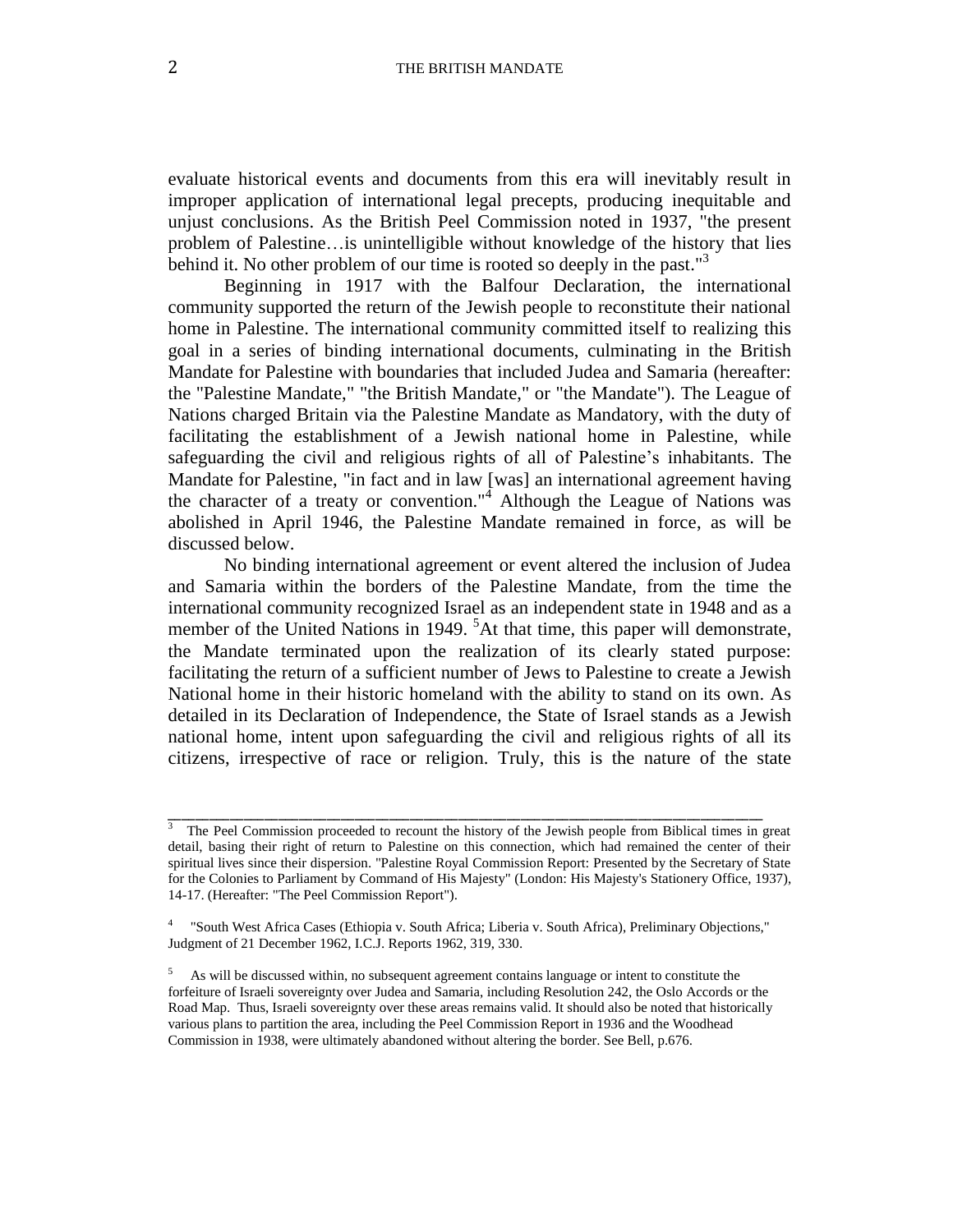evaluate historical events and documents from this era will inevitably result in improper application of international legal precepts, producing inequitable and unjust conclusions. As the British Peel Commission noted in 1937, "the present problem of Palestine…is unintelligible without knowledge of the history that lies behind it. No other problem of our time is rooted so deeply in the past."[3]

Beginning in 1917 with the Balfour Declaration, the international community supported the return of the Jewish people to reconstitute their national home in Palestine. The international community committed itself to realizing this goal in a series of binding international documents, culminating in the British Mandate for Palestine with boundaries that included Judea and Samaria (hereafter: the "Palestine Mandate," "the British Mandate," or "the Mandate"). The League of Nations charged Britain via the Palestine Mandate as Mandatory, with the duty of facilitating the establishment of a Jewish national home in Palestine, while safeguarding the civil and religious rights of all of Palestine's inhabitants. The Mandate for Palestine, "in fact and in law [was] an international agreement having the character of a treaty or convention."[4] Although the League of Nations was abolished in April 1946, the Palestine Mandate remained in force, as will be discussed below.

No binding international agreement or event altered the inclusion of Judea and Samaria within the borders of the Palestine Mandate, from the time the international community recognized Israel as an independent state in 1948 and as a member of the United Nations in 1949. [5]At that time, this paper will demonstrate, the Mandate terminated upon the realization of its clearly stated purpose: facilitating the return of a sufficient number of Jews to Palestine to create a Jewish National home in their historic homeland with the ability to stand on its own. As detailed in its Declaration of Independence, the State of Israel stands as a Jewish national home, intent upon safeguarding the civil and religious rights of all its citizens, irrespective of race or religion. Truly, this is the nature of the state

---

[3] The Peel Commission proceeded to recount the history of the Jewish people from Biblical times in great detail, basing their right of return to Palestine on this connection, which had remained the center of their spiritual lives since their dispersion. "Palestine Royal Commission Report: Presented by the Secretary of State for the Colonies to Parliament by Command of His Majesty" (London: His Majesty's Stationery Office, 1937), 14-17. (Hereafter: "The Peel Commission Report").

[4] "South West Africa Cases (Ethiopia v. South Africa; Liberia v. South Africa), Preliminary Objections," Judgment of 21 December 1962, I.C.J. Reports 1962, 319, 330.

[5] As will be discussed within, no subsequent agreement contains language or intent to constitute the forfeiture of Israeli sovereignty over Judea and Samaria, including Resolution 242, the Oslo Accords or the Road Map. Thus, Israeli sovereignty over these areas remains valid. It should also be noted that historically various plans to partition the area, including the Peel Commission Report in 1936 and the Woodhead Commission in 1938, were ultimately abandoned without altering the border. See Bell, p.676.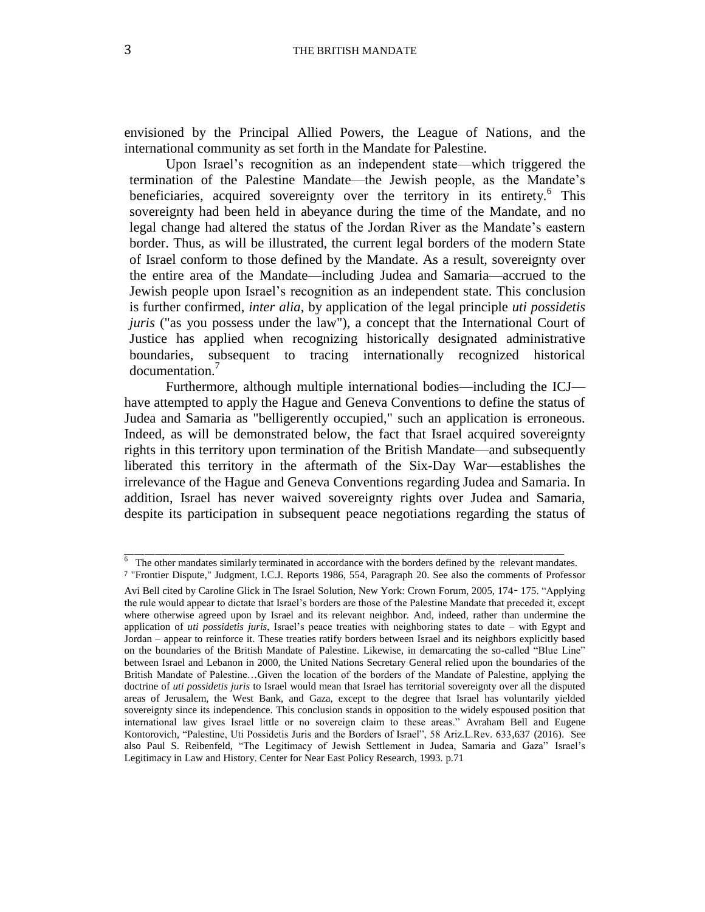envisioned by the Principal Allied Powers, the League of Nations, and the international community as set forth in the Mandate for Palestine.

Upon Israel's recognition as an independent state—which triggered the termination of the Palestine Mandate—the Jewish people, as the Mandate's beneficiaries, acquired sovereignty over the territory in its entirety.[6] This sovereignty had been held in abeyance during the time of the Mandate, and no legal change had altered the status of the Jordan River as the Mandate's eastern border. Thus, as will be illustrated, the current legal borders of the modern State of Israel conform to those defined by the Mandate. As a result, sovereignty over the entire area of the Mandate—including Judea and Samaria—accrued to the Jewish people upon Israel's recognition as an independent state. This conclusion is further confirmed, *inter alia*, by application of the legal principle *uti possidetis juris* ("as you possess under the law"), a concept that the International Court of Justice has applied when recognizing historically designated administrative boundaries, subsequent to tracing internationally recognized historical documentation.[7]

Furthermore, although multiple international bodies—including the ICJ—have attempted to apply the Hague and Geneva Conventions to define the status of Judea and Samaria as "belligerently occupied," such an application is erroneous. Indeed, as will be demonstrated below, the fact that Israel acquired sovereignty rights in this territory upon termination of the British Mandate—and subsequently liberated this territory in the aftermath of the Six-Day War—establishes the irrelevance of the Hague and Geneva Conventions regarding Judea and Samaria. In addition, Israel has never waived sovereignty rights over Judea and Samaria, despite its participation in subsequent peace negotiations regarding the status of

---

[6] The other mandates similarly terminated in accordance with the borders defined by the relevant mandates.

[7] "Frontier Dispute," Judgment, I.C.J. Reports 1986, 554, Paragraph 20. See also the comments of Professor Avi Bell cited by Caroline Glick in The Israel Solution, New York: Crown Forum, 2005, 174- 175. "Applying the rule would appear to dictate that Israel's borders are those of the Palestine Mandate that preceded it, except where otherwise agreed upon by Israel and its relevant neighbor. And, indeed, rather than undermine the application of *uti possidetis juris*, Israel's peace treaties with neighboring states to date – with Egypt and Jordan – appear to reinforce it. These treaties ratify borders between Israel and its neighbors explicitly based on the boundaries of the British Mandate of Palestine. Likewise, in demarcating the so-called "Blue Line" between Israel and Lebanon in 2000, the United Nations Secretary General relied upon the boundaries of the British Mandate of Palestine…Given the location of the borders of the Mandate of Palestine, applying the doctrine of *uti possidetis juris* to Israel would mean that Israel has territorial sovereignty over all the disputed areas of Jerusalem, the West Bank, and Gaza, except to the degree that Israel has voluntarily yielded sovereignty since its independence. This conclusion stands in opposition to the widely espoused position that international law gives Israel little or no sovereign claim to these areas." Avraham Bell and Eugene Kontorovich, "Palestine, Uti Possidetis Juris and the Borders of Israel", 58 Ariz.L.Rev. 633,637 (2016). See also Paul S. Reibenfeld, "The Legitimacy of Jewish Settlement in Judea, Samaria and Gaza" Israel's Legitimacy in Law and History. Center for Near East Policy Research, 1993. p.71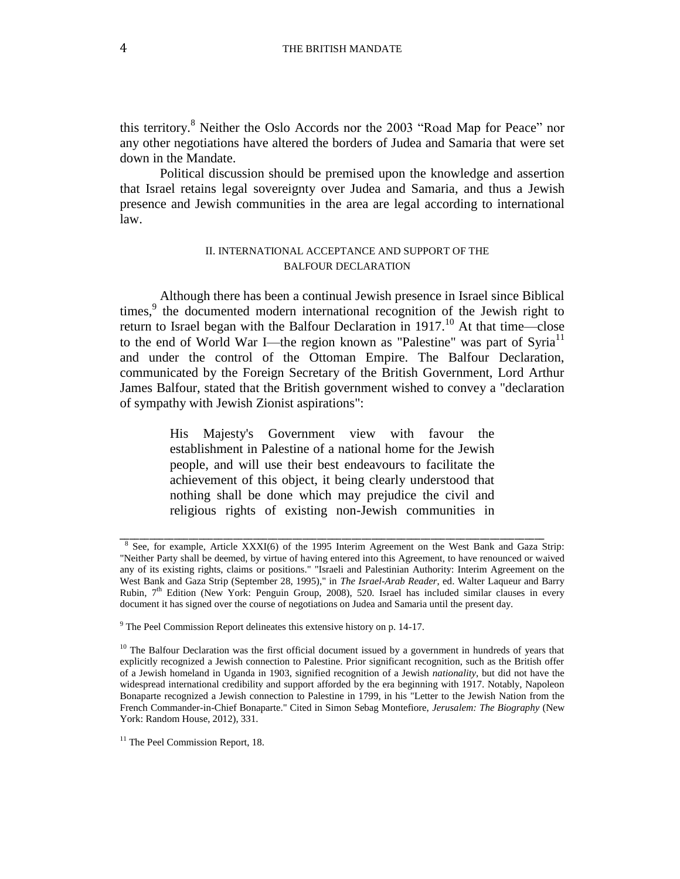this territory.[8] Neither the Oslo Accords nor the 2003 “Road Map for Peace” nor any other negotiations have altered the borders of Judea and Samaria that were set down in the Mandate.

Political discussion should be premised upon the knowledge and assertion that Israel retains legal sovereignty over Judea and Samaria, and thus a Jewish presence and Jewish communities in the area are legal according to international law.

## II. INTERNATIONAL ACCEPTANCE AND SUPPORT OF THE BALFOUR DECLARATION

Although there has been a continual Jewish presence in Israel since Biblical times,[9] the documented modern international recognition of the Jewish right to return to Israel began with the Balfour Declaration in 1917.[10] At that time—close to the end of World War I—the region known as "Palestine" was part of Syria[11] and under the control of the Ottoman Empire. The Balfour Declaration, communicated by the Foreign Secretary of the British Government, Lord Arthur James Balfour, stated that the British government wished to convey a "declaration of sympathy with Jewish Zionist aspirations":

> His Majesty's Government view with favour the establishment in Palestine of a national home for the Jewish people, and will use their best endeavours to facilitate the achievement of this object, it being clearly understood that nothing shall be done which may prejudice the civil and religious rights of existing non-Jewish communities in

---

[8] See, for example, Article XXXI(6) of the 1995 Interim Agreement on the West Bank and Gaza Strip: "Neither Party shall be deemed, by virtue of having entered into this Agreement, to have renounced or waived any of its existing rights, claims or positions." "Israeli and Palestinian Authority: Interim Agreement on the West Bank and Gaza Strip (September 28, 1995)," in *The Israel-Arab Reader*, ed. Walter Laqueur and Barry Rubin, 7th Edition (New York: Penguin Group, 2008), 520. Israel has included similar clauses in every document it has signed over the course of negotiations on Judea and Samaria until the present day.

[9] The Peel Commission Report delineates this extensive history on p. 14-17.

[10] The Balfour Declaration was the first official document issued by a government in hundreds of years that explicitly recognized a Jewish connection to Palestine. Prior significant recognition, such as the British offer of a Jewish homeland in Uganda in 1903, signified recognition of a Jewish *nationality*, but did not have the widespread international credibility and support afforded by the era beginning with 1917. Notably, Napoleon Bonaparte recognized a Jewish connection to Palestine in 1799, in his "Letter to the Jewish Nation from the French Commander-in-Chief Bonaparte." Cited in Simon Sebag Montefiore, *Jerusalem: The Biography* (New York: Random House, 2012), 331.

[11] The Peel Commission Report, 18.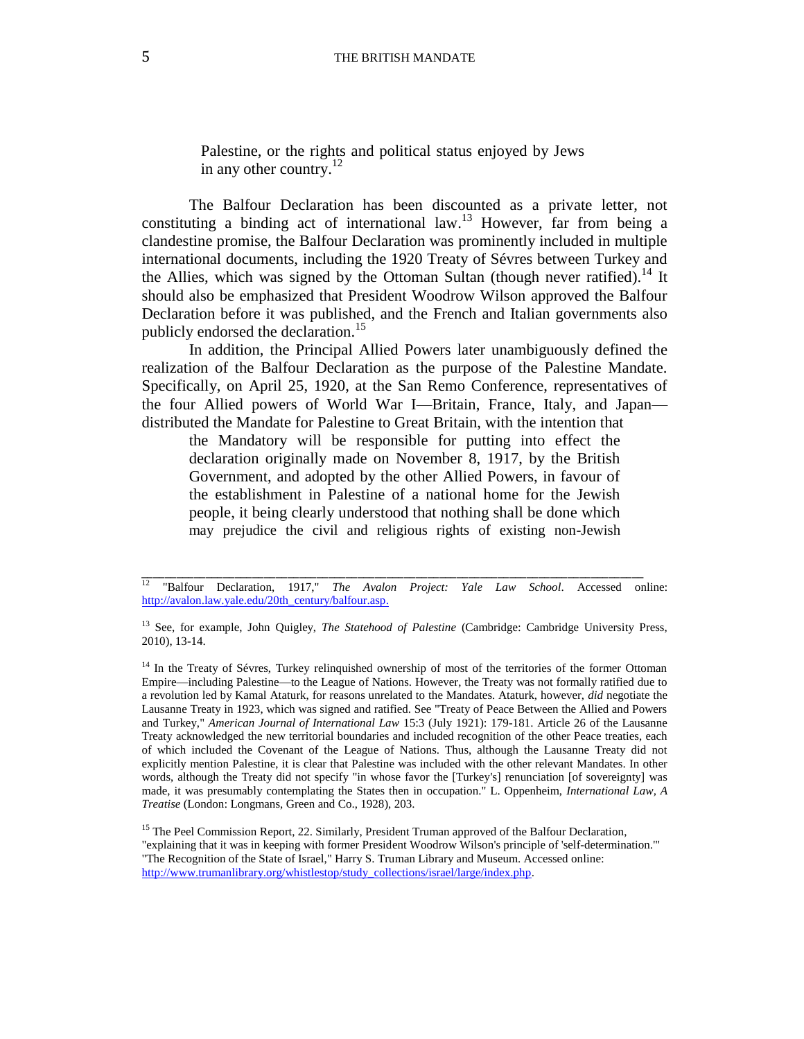> Palestine, or the rights and political status enjoyed by Jews in any other country.[12]

The Balfour Declaration has been discounted as a private letter, not constituting a binding act of international law.[13] However, far from being a clandestine promise, the Balfour Declaration was prominently included in multiple international documents, including the 1920 Treaty of Sévres between Turkey and the Allies, which was signed by the Ottoman Sultan (though never ratified).[14] It should also be emphasized that President Woodrow Wilson approved the Balfour Declaration before it was published, and the French and Italian governments also publicly endorsed the declaration.[15]

In addition, the Principal Allied Powers later unambiguously defined the realization of the Balfour Declaration as the purpose of the Palestine Mandate. Specifically, on April 25, 1920, at the San Remo Conference, representatives of the four Allied powers of World War I—Britain, France, Italy, and Japan—distributed the Mandate for Palestine to Great Britain, with the intention that

> the Mandatory will be responsible for putting into effect the declaration originally made on November 8, 1917, by the British Government, and adopted by the other Allied Powers, in favour of the establishment in Palestine of a national home for the Jewish people, it being clearly understood that nothing shall be done which may prejudice the civil and religious rights of existing non-Jewish

---

[12] "Balfour Declaration, 1917," *The Avalon Project: Yale Law School*. Accessed online: http://avalon.law.yale.edu/20th_century/balfour.asp.

[13] See, for example, John Quigley, *The Statehood of Palestine* (Cambridge: Cambridge University Press, 2010), 13-14.

[14] In the Treaty of Sévres, Turkey relinquished ownership of most of the territories of the former Ottoman Empire—including Palestine—to the League of Nations. However, the Treaty was not formally ratified due to a revolution led by Kamal Ataturk, for reasons unrelated to the Mandates. Ataturk, however, *did* negotiate the Lausanne Treaty in 1923, which was signed and ratified. See "Treaty of Peace Between the Allied and Powers and Turkey," *American Journal of International Law* 15:3 (July 1921): 179-181. Article 26 of the Lausanne Treaty acknowledged the new territorial boundaries and included recognition of the other Peace treaties, each of which included the Covenant of the League of Nations. Thus, although the Lausanne Treaty did not explicitly mention Palestine, it is clear that Palestine was included with the other relevant Mandates. In other words, although the Treaty did not specify "in whose favor the [Turkey's] renunciation [of sovereignty] was made, it was presumably contemplating the States then in occupation." L. Oppenheim, *International Law, A Treatise* (London: Longmans, Green and Co., 1928), 203.

[15] The Peel Commission Report, 22. Similarly, President Truman approved of the Balfour Declaration, "explaining that it was in keeping with former President Woodrow Wilson's principle of 'self-determination.'" "The Recognition of the State of Israel," Harry S. Truman Library and Museum. Accessed online: http://www.trumanlibrary.org/whistlestop/study_collections/israel/large/index.php.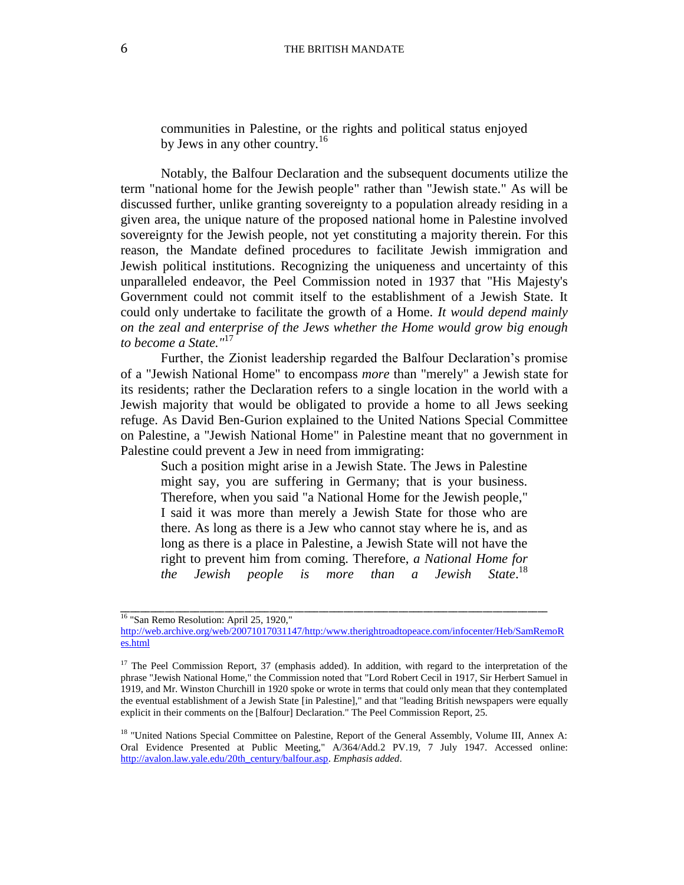> communities in Palestine, or the rights and political status enjoyed by Jews in any other country.[16]

Notably, the Balfour Declaration and the subsequent documents utilize the term "national home for the Jewish people" rather than "Jewish state." As will be discussed further, unlike granting sovereignty to a population already residing in a given area, the unique nature of the proposed national home in Palestine involved sovereignty for the Jewish people, not yet constituting a majority therein. For this reason, the Mandate defined procedures to facilitate Jewish immigration and Jewish political institutions. Recognizing the uniqueness and uncertainty of this unparalleled endeavor, the Peel Commission noted in 1937 that "His Majesty's Government could not commit itself to the establishment of a Jewish State. It could only undertake to facilitate the growth of a Home. *It would depend mainly on the zeal and enterprise of the Jews whether the Home would grow big enough to become a State."*[17]

Further, the Zionist leadership regarded the Balfour Declaration's promise of a "Jewish National Home" to encompass *more* than "merely" a Jewish state for its residents; rather the Declaration refers to a single location in the world with a Jewish majority that would be obligated to provide a home to all Jews seeking refuge. As David Ben-Gurion explained to the United Nations Special Committee on Palestine, a "Jewish National Home" in Palestine meant that no government in Palestine could prevent a Jew in need from immigrating:

> Such a position might arise in a Jewish State. The Jews in Palestine might say, you are suffering in Germany; that is your business. Therefore, when you said "a National Home for the Jewish people," I said it was more than merely a Jewish State for those who are there. As long as there is a Jew who cannot stay where he is, and as long as there is a place in Palestine, a Jewish State will not have the right to prevent him from coming. Therefore, *a National Home for the Jewish people is more than a Jewish State*.[18]

---

[16] "San Remo Resolution: April 25, 1920," http://web.archive.org/web/20071017031147/http:/www.therightroadtopeace.com/infocenter/Heb/SamRemoRes.html

[17] The Peel Commission Report, 37 (emphasis added). In addition, with regard to the interpretation of the phrase "Jewish National Home," the Commission noted that "Lord Robert Cecil in 1917, Sir Herbert Samuel in 1919, and Mr. Winston Churchill in 1920 spoke or wrote in terms that could only mean that they contemplated the eventual establishment of a Jewish State [in Palestine]," and that "leading British newspapers were equally explicit in their comments on the [Balfour] Declaration." The Peel Commission Report, 25.

[18] "United Nations Special Committee on Palestine, Report of the General Assembly, Volume III, Annex A: Oral Evidence Presented at Public Meeting," A/364/Add.2 PV.19, 7 July 1947. Accessed online: http://avalon.law.yale.edu/20th_century/balfour.asp. *Emphasis added*.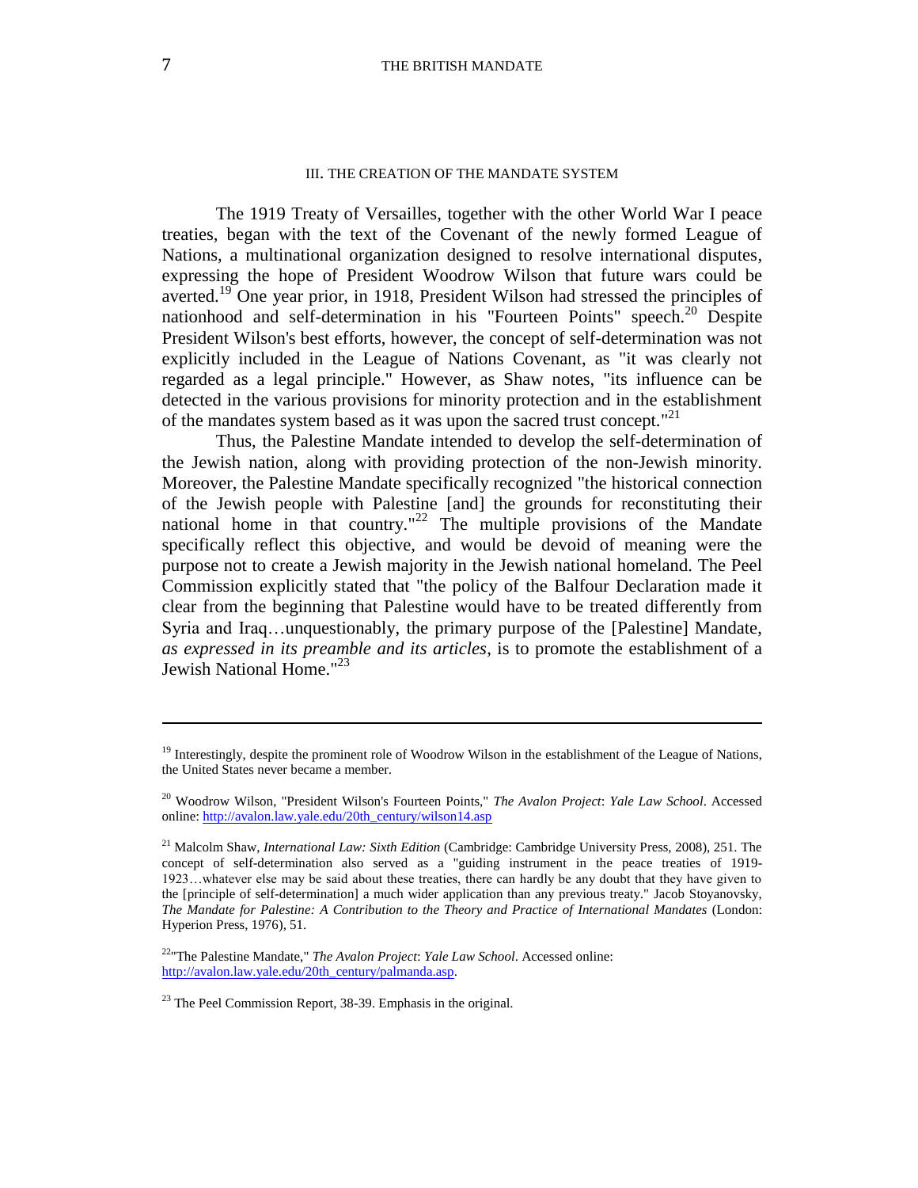### III. THE CREATION OF THE MANDATE SYSTEM

The 1919 Treaty of Versailles, together with the other World War I peace treaties, began with the text of the Covenant of the newly formed League of Nations, a multinational organization designed to resolve international disputes, expressing the hope of President Woodrow Wilson that future wars could be averted.[19] One year prior, in 1918, President Wilson had stressed the principles of nationhood and self-determination in his "Fourteen Points" speech.[20] Despite President Wilson's best efforts, however, the concept of self-determination was not explicitly included in the League of Nations Covenant, as "it was clearly not regarded as a legal principle." However, as Shaw notes, "its influence can be detected in the various provisions for minority protection and in the establishment of the mandates system based as it was upon the sacred trust concept."[21]

Thus, the Palestine Mandate intended to develop the self-determination of the Jewish nation, along with providing protection of the non-Jewish minority. Moreover, the Palestine Mandate specifically recognized "the historical connection of the Jewish people with Palestine [and] the grounds for reconstituting their national home in that country."[22] The multiple provisions of the Mandate specifically reflect this objective, and would be devoid of meaning were the purpose not to create a Jewish majority in the Jewish national homeland. The Peel Commission explicitly stated that "the policy of the Balfour Declaration made it clear from the beginning that Palestine would have to be treated differently from Syria and Iraq…unquestionably, the primary purpose of the [Palestine] Mandate, *as expressed in its preamble and its articles*, is to promote the establishment of a Jewish National Home."[23]

---

[19] Interestingly, despite the prominent role of Woodrow Wilson in the establishment of the League of Nations, the United States never became a member.

[20] Woodrow Wilson, "President Wilson's Fourteen Points," *The Avalon Project*: *Yale Law School*. Accessed online: http://avalon.law.yale.edu/20th_century/wilson14.asp

[21] Malcolm Shaw, *International Law: Sixth Edition* (Cambridge: Cambridge University Press, 2008), 251. The concept of self-determination also served as a "guiding instrument in the peace treaties of 1919-1923…whatever else may be said about these treaties, there can hardly be any doubt that they have given to the [principle of self-determination] a much wider application than any previous treaty." Jacob Stoyanovsky, *The Mandate for Palestine: A Contribution to the Theory and Practice of International Mandates* (London: Hyperion Press, 1976), 51.

[22] "The Palestine Mandate," *The Avalon Project*: *Yale Law School*. Accessed online: http://avalon.law.yale.edu/20th_century/palmanda.asp.

[23] The Peel Commission Report, 38-39. Emphasis in the original.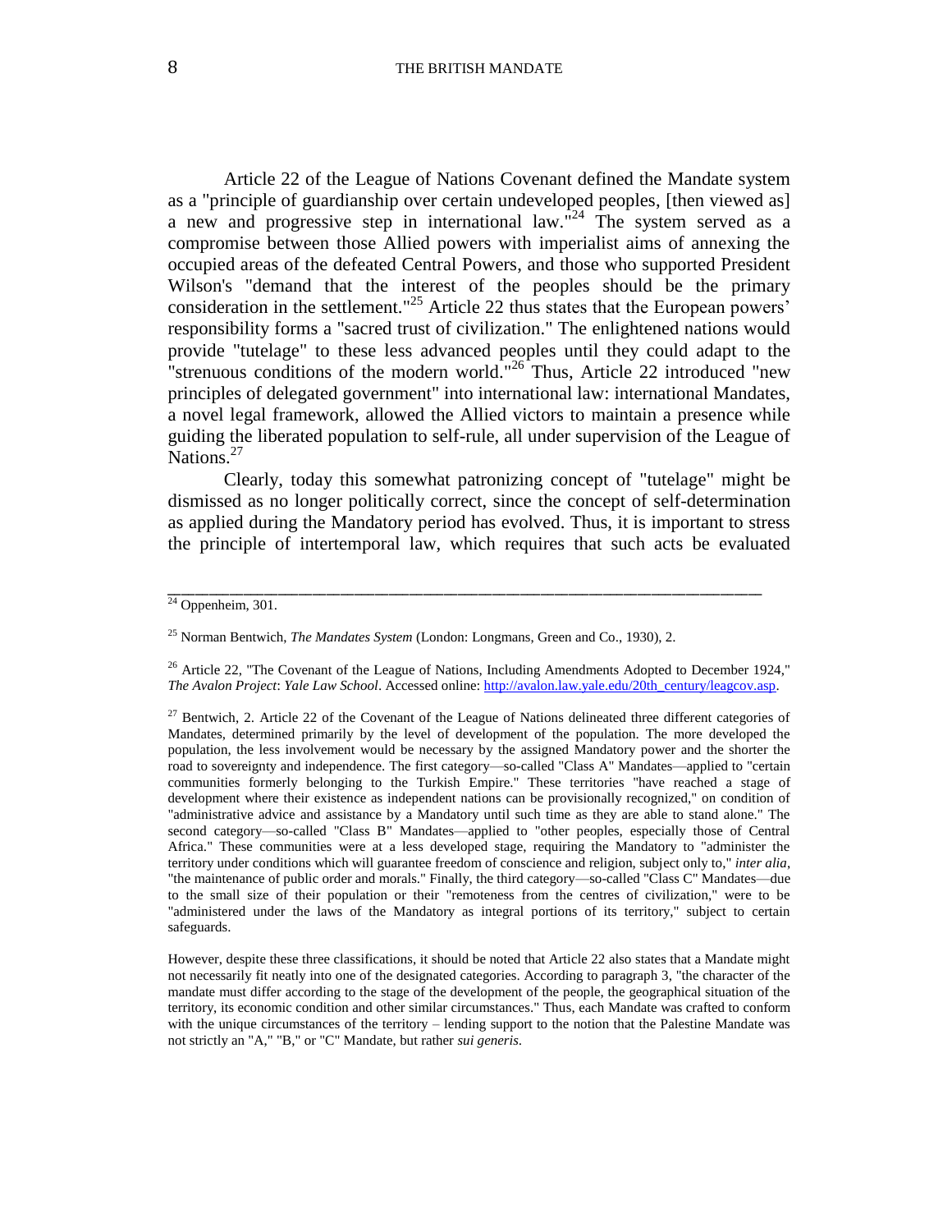Article 22 of the League of Nations Covenant defined the Mandate system as a "principle of guardianship over certain undeveloped peoples, [then viewed as] a new and progressive step in international law."[24] The system served as a compromise between those Allied powers with imperialist aims of annexing the occupied areas of the defeated Central Powers, and those who supported President Wilson's "demand that the interest of the peoples should be the primary consideration in the settlement."[25] Article 22 thus states that the European powers' responsibility forms a "sacred trust of civilization." The enlightened nations would provide "tutelage" to these less advanced peoples until they could adapt to the "strenuous conditions of the modern world."[26] Thus, Article 22 introduced "new principles of delegated government" into international law: international Mandates, a novel legal framework, allowed the Allied victors to maintain a presence while guiding the liberated population to self-rule, all under supervision of the League of Nations.[27]

Clearly, today this somewhat patronizing concept of "tutelage" might be dismissed as no longer politically correct, since the concept of self-determination as applied during the Mandatory period has evolved. Thus, it is important to stress the principle of intertemporal law, which requires that such acts be evaluated

---

[24] Oppenheim, 301.

[25] Norman Bentwich, *The Mandates System* (London: Longmans, Green and Co., 1930), 2.

[26] Article 22, "The Covenant of the League of Nations, Including Amendments Adopted to December 1924," *The Avalon Project*: *Yale Law School*. Accessed online: http://avalon.law.yale.edu/20th_century/leagcov.asp.

[27] Bentwich, 2. Article 22 of the Covenant of the League of Nations delineated three different categories of Mandates, determined primarily by the level of development of the population. The more developed the population, the less involvement would be necessary by the assigned Mandatory power and the shorter the road to sovereignty and independence. The first category—so-called "Class A" Mandates—applied to "certain communities formerly belonging to the Turkish Empire." These territories "have reached a stage of development where their existence as independent nations can be provisionally recognized," on condition of "administrative advice and assistance by a Mandatory until such time as they are able to stand alone." The second category—so-called "Class B" Mandates—applied to "other peoples, especially those of Central Africa." These communities were at a less developed stage, requiring the Mandatory to "administer the territory under conditions which will guarantee freedom of conscience and religion, subject only to," *inter alia*, "the maintenance of public order and morals." Finally, the third category—so-called "Class C" Mandates—due to the small size of their population or their "remoteness from the centres of civilization," were to be "administered under the laws of the Mandatory as integral portions of its territory," subject to certain safeguards.

However, despite these three classifications, it should be noted that Article 22 also states that a Mandate might not necessarily fit neatly into one of the designated categories. According to paragraph 3, "the character of the mandate must differ according to the stage of the development of the people, the geographical situation of the territory, its economic condition and other similar circumstances." Thus, each Mandate was crafted to conform with the unique circumstances of the territory – lending support to the notion that the Palestine Mandate was not strictly an "A," "B," or "C" Mandate, but rather *sui generis*.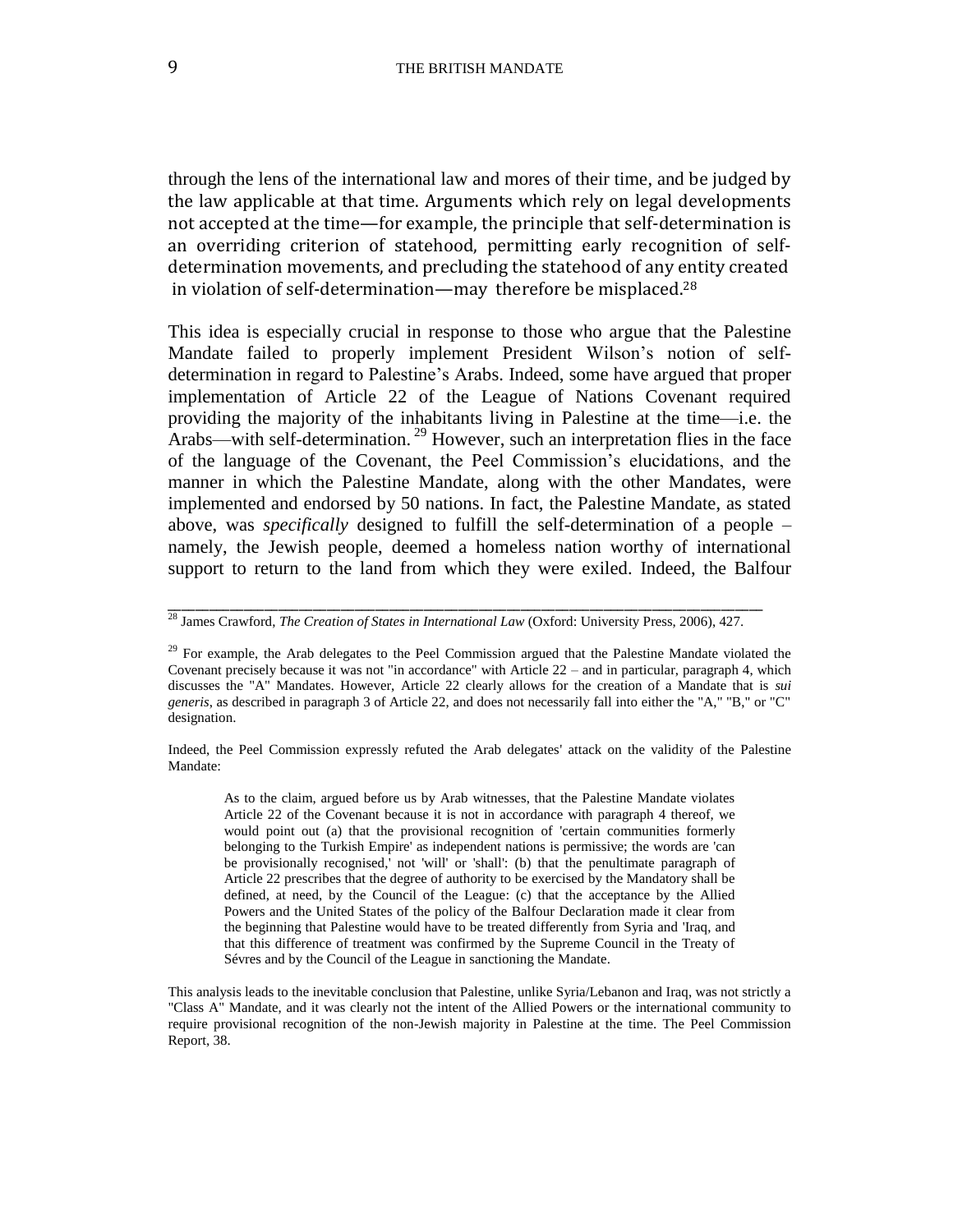through the lens of the international law and mores of their time, and be judged by the law applicable at that time. Arguments which rely on legal developments not accepted at the time—for example, the principle that self-determination is an overriding criterion of statehood, permitting early recognition of self-determination movements, and precluding the statehood of any entity created in violation of self-determination—may therefore be misplaced.[28]

This idea is especially crucial in response to those who argue that the Palestine Mandate failed to properly implement President Wilson's notion of self-determination in regard to Palestine's Arabs. Indeed, some have argued that proper implementation of Article 22 of the League of Nations Covenant required providing the majority of the inhabitants living in Palestine at the time—i.e. the Arabs—with self-determination.[29] However, such an interpretation flies in the face of the language of the Covenant, the Peel Commission's elucidations, and the manner in which the Palestine Mandate, along with the other Mandates, were implemented and endorsed by 50 nations. In fact, the Palestine Mandate, as stated above, was *specifically* designed to fulfill the self-determination of a people – namely, the Jewish people, deemed a homeless nation worthy of international support to return to the land from which they were exiled. Indeed, the Balfour

---

[28] James Crawford, *The Creation of States in International Law* (Oxford: University Press, 2006), 427.

[29] For example, the Arab delegates to the Peel Commission argued that the Palestine Mandate violated the Covenant precisely because it was not "in accordance" with Article 22 – and in particular, paragraph 4, which discusses the "A" Mandates. However, Article 22 clearly allows for the creation of a Mandate that is *sui generis*, as described in paragraph 3 of Article 22, and does not necessarily fall into either the "A," "B," or "C" designation.

Indeed, the Peel Commission expressly refuted the Arab delegates' attack on the validity of the Palestine Mandate:

> As to the claim, argued before us by Arab witnesses, that the Palestine Mandate violates Article 22 of the Covenant because it is not in accordance with paragraph 4 thereof, we would point out (a) that the provisional recognition of 'certain communities formerly belonging to the Turkish Empire' as independent nations is permissive; the words are 'can be provisionally recognised,' not 'will' or 'shall': (b) that the penultimate paragraph of Article 22 prescribes that the degree of authority to be exercised by the Mandatory shall be defined, at need, by the Council of the League: (c) that the acceptance by the Allied Powers and the United States of the policy of the Balfour Declaration made it clear from the beginning that Palestine would have to be treated differently from Syria and 'Iraq, and that this difference of treatment was confirmed by the Supreme Council in the Treaty of Sévres and by the Council of the League in sanctioning the Mandate.

This analysis leads to the inevitable conclusion that Palestine, unlike Syria/Lebanon and Iraq, was not strictly a "Class A" Mandate, and it was clearly not the intent of the Allied Powers or the international community to require provisional recognition of the non-Jewish majority in Palestine at the time. The Peel Commission Report, 38.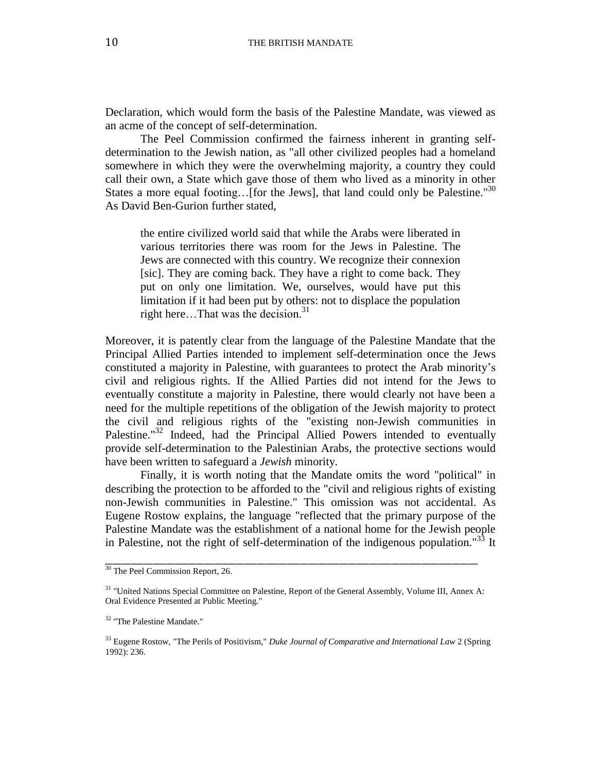Declaration, which would form the basis of the Palestine Mandate, was viewed as an acme of the concept of self-determination.

The Peel Commission confirmed the fairness inherent in granting self-determination to the Jewish nation, as "all other civilized peoples had a homeland somewhere in which they were the overwhelming majority, a country they could call their own, a State which gave those of them who lived as a minority in other States a more equal footing…[for the Jews], that land could only be Palestine."[30] As David Ben-Gurion further stated,

> the entire civilized world said that while the Arabs were liberated in various territories there was room for the Jews in Palestine. The Jews are connected with this country. We recognize their connexion [sic]. They are coming back. They have a right to come back. They put on only one limitation. We, ourselves, would have put this limitation if it had been put by others: not to displace the population right here…That was the decision.[31]

Moreover, it is patently clear from the language of the Palestine Mandate that the Principal Allied Parties intended to implement self-determination once the Jews constituted a majority in Palestine, with guarantees to protect the Arab minority's civil and religious rights. If the Allied Parties did not intend for the Jews to eventually constitute a majority in Palestine, there would clearly not have been a need for the multiple repetitions of the obligation of the Jewish majority to protect the civil and religious rights of the "existing non-Jewish communities in Palestine."[32] Indeed, had the Principal Allied Powers intended to eventually provide self-determination to the Palestinian Arabs, the protective sections would have been written to safeguard a *Jewish* minority.

Finally, it is worth noting that the Mandate omits the word "political" in describing the protection to be afforded to the "civil and religious rights of existing non-Jewish communities in Palestine." This omission was not accidental. As Eugene Rostow explains, the language "reflected that the primary purpose of the Palestine Mandate was the establishment of a national home for the Jewish people in Palestine, not the right of self-determination of the indigenous population."[33] It

---

[30] The Peel Commission Report, 26.

[31] "United Nations Special Committee on Palestine, Report of the General Assembly, Volume III, Annex A: Oral Evidence Presented at Public Meeting."

[32] "The Palestine Mandate."

[33] Eugene Rostow, "The Perils of Positivism," *Duke Journal of Comparative and International Law* 2 (Spring 1992): 236.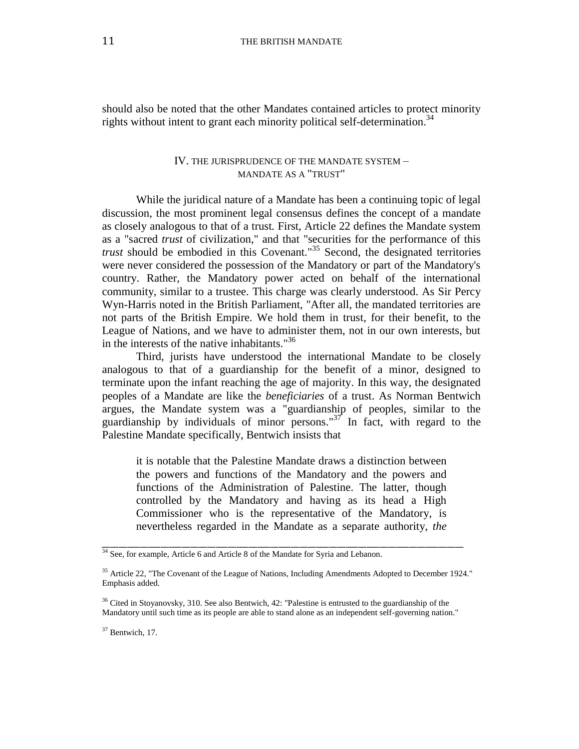should also be noted that the other Mandates contained articles to protect minority rights without intent to grant each minority political self-determination.[34]

## IV. THE JURISPRUDENCE OF THE MANDATE SYSTEM – MANDATE AS A "TRUST"

While the juridical nature of a Mandate has been a continuing topic of legal discussion, the most prominent legal consensus defines the concept of a mandate as closely analogous to that of a trust. First, Article 22 defines the Mandate system as a "sacred *trust* of civilization," and that "securities for the performance of this *trust* should be embodied in this Covenant."[35] Second, the designated territories were never considered the possession of the Mandatory or part of the Mandatory's country. Rather, the Mandatory power acted on behalf of the international community, similar to a trustee. This charge was clearly understood. As Sir Percy Wyn-Harris noted in the British Parliament, "After all, the mandated territories are not parts of the British Empire. We hold them in trust, for their benefit, to the League of Nations, and we have to administer them, not in our own interests, but in the interests of the native inhabitants."[36]

Third, jurists have understood the international Mandate to be closely analogous to that of a guardianship for the benefit of a minor, designed to terminate upon the infant reaching the age of majority. In this way, the designated peoples of a Mandate are like the *beneficiaries* of a trust. As Norman Bentwich argues, the Mandate system was a "guardianship of peoples, similar to the guardianship by individuals of minor persons."[37] In fact, with regard to the Palestine Mandate specifically, Bentwich insists that

> it is notable that the Palestine Mandate draws a distinction between the powers and functions of the Mandatory and the powers and functions of the Administration of Palestine. The latter, though controlled by the Mandatory and having as its head a High Commissioner who is the representative of the Mandatory, is nevertheless regarded in the Mandate as a separate authority, *the*

---

[34] See, for example, Article 6 and Article 8 of the Mandate for Syria and Lebanon.

[35] Article 22, "The Covenant of the League of Nations, Including Amendments Adopted to December 1924." Emphasis added.

[36] Cited in Stoyanovsky, 310. See also Bentwich, 42: "Palestine is entrusted to the guardianship of the Mandatory until such time as its people are able to stand alone as an independent self-governing nation."

[37] Bentwich, 17.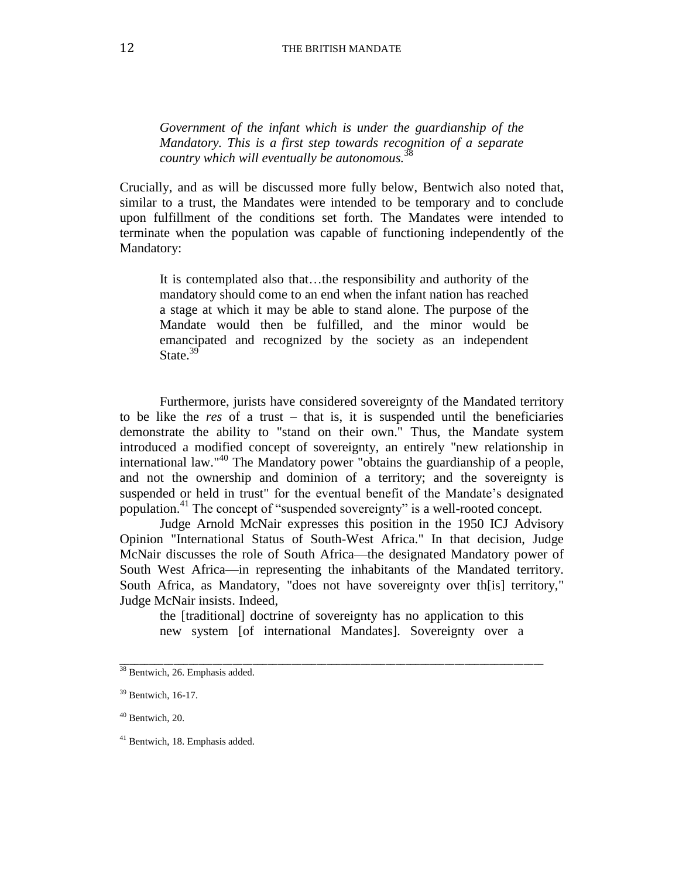> *Government of the infant which is under the guardianship of the Mandatory. This is a first step towards recognition of a separate country which will eventually be autonomous.*[38]

Crucially, and as will be discussed more fully below, Bentwich also noted that, similar to a trust, the Mandates were intended to be temporary and to conclude upon fulfillment of the conditions set forth. The Mandates were intended to terminate when the population was capable of functioning independently of the Mandatory:

> It is contemplated also that…the responsibility and authority of the mandatory should come to an end when the infant nation has reached a stage at which it may be able to stand alone. The purpose of the Mandate would then be fulfilled, and the minor would be emancipated and recognized by the society as an independent State.[39]

Furthermore, jurists have considered sovereignty of the Mandated territory to be like the *res* of a trust – that is, it is suspended until the beneficiaries demonstrate the ability to "stand on their own." Thus, the Mandate system introduced a modified concept of sovereignty, an entirely "new relationship in international law."[40] The Mandatory power "obtains the guardianship of a people, and not the ownership and dominion of a territory; and the sovereignty is suspended or held in trust" for the eventual benefit of the Mandate's designated population.[41] The concept of "suspended sovereignty" is a well-rooted concept.

Judge Arnold McNair expresses this position in the 1950 ICJ Advisory Opinion "International Status of South-West Africa." In that decision, Judge McNair discusses the role of South Africa—the designated Mandatory power of South West Africa—in representing the inhabitants of the Mandated territory. South Africa, as Mandatory, "does not have sovereignty over th[is] territory," Judge McNair insists. Indeed,

> the [traditional] doctrine of sovereignty has no application to this new system [of international Mandates]. Sovereignty over a

---

[38] Bentwich, 26. Emphasis added.

[39] Bentwich, 16-17.

[40] Bentwich, 20.

[41] Bentwich, 18. Emphasis added.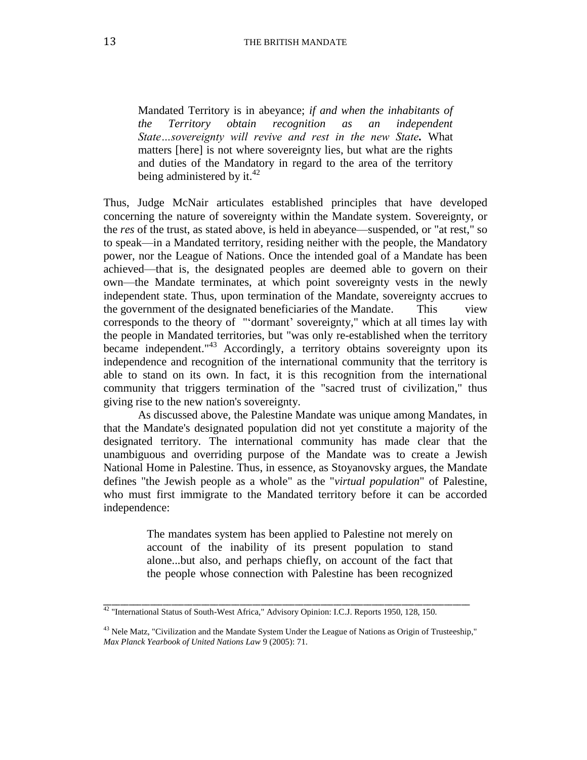> Mandated Territory is in abeyance; *if and when the inhabitants of the Territory obtain recognition as an independent State…sovereignty will revive and rest in the new State.* What matters [here] is not where sovereignty lies, but what are the rights and duties of the Mandatory in regard to the area of the territory being administered by it.[42]

Thus, Judge McNair articulates established principles that have developed concerning the nature of sovereignty within the Mandate system. Sovereignty, or the *res* of the trust, as stated above, is held in abeyance—suspended, or "at rest," so to speak—in a Mandated territory, residing neither with the people, the Mandatory power, nor the League of Nations. Once the intended goal of a Mandate has been achieved—that is, the designated peoples are deemed able to govern on their own—the Mandate terminates, at which point sovereignty vests in the newly independent state. Thus, upon termination of the Mandate, sovereignty accrues to the government of the designated beneficiaries of the Mandate. This view corresponds to the theory of "'dormant' sovereignty," which at all times lay with the people in Mandated territories, but "was only re-established when the territory became independent."[43] Accordingly, a territory obtains sovereignty upon its independence and recognition of the international community that the territory is able to stand on its own. In fact, it is this recognition from the international community that triggers termination of the "sacred trust of civilization," thus giving rise to the new nation's sovereignty.

As discussed above, the Palestine Mandate was unique among Mandates, in that the Mandate's designated population did not yet constitute a majority of the designated territory. The international community has made clear that the unambiguous and overriding purpose of the Mandate was to create a Jewish National Home in Palestine. Thus, in essence, as Stoyanovsky argues, the Mandate defines "the Jewish people as a whole" as the "*virtual population*" of Palestine, who must first immigrate to the Mandated territory before it can be accorded independence:

> The mandates system has been applied to Palestine not merely on account of the inability of its present population to stand alone...but also, and perhaps chiefly, on account of the fact that the people whose connection with Palestine has been recognized

---

[42] "International Status of South-West Africa," Advisory Opinion: I.C.J. Reports 1950, 128, 150.

[43] Nele Matz, "Civilization and the Mandate System Under the League of Nations as Origin of Trusteeship," *Max Planck Yearbook of United Nations Law* 9 (2005): 71.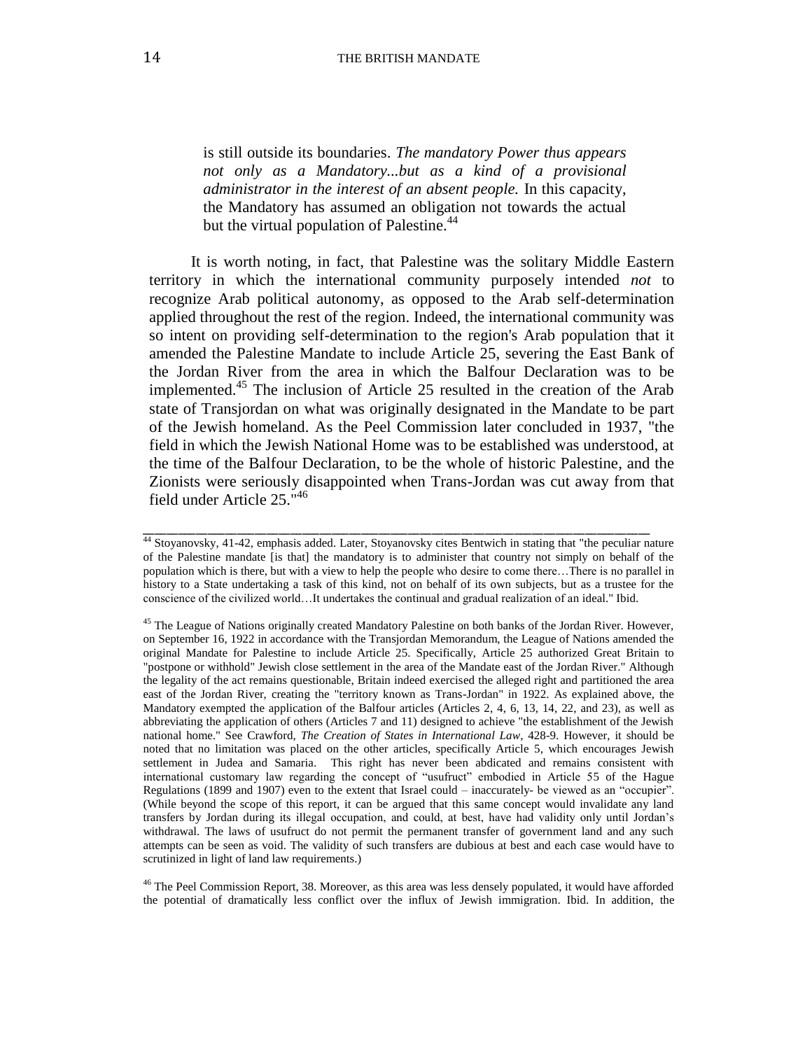> is still outside its boundaries. *The mandatory Power thus appears not only as a Mandatory...but as a kind of a provisional administrator in the interest of an absent people.* In this capacity, the Mandatory has assumed an obligation not towards the actual but the virtual population of Palestine.[44]

It is worth noting, in fact, that Palestine was the solitary Middle Eastern territory in which the international community purposely intended *not* to recognize Arab political autonomy, as opposed to the Arab self-determination applied throughout the rest of the region. Indeed, the international community was so intent on providing self-determination to the region's Arab population that it amended the Palestine Mandate to include Article 25, severing the East Bank of the Jordan River from the area in which the Balfour Declaration was to be implemented.[45] The inclusion of Article 25 resulted in the creation of the Arab state of Transjordan on what was originally designated in the Mandate to be part of the Jewish homeland. As the Peel Commission later concluded in 1937, "the field in which the Jewish National Home was to be established was understood, at the time of the Balfour Declaration, to be the whole of historic Palestine, and the Zionists were seriously disappointed when Trans-Jordan was cut away from that field under Article 25."[46]

---

[44] Stoyanovsky, 41-42, emphasis added. Later, Stoyanovsky cites Bentwich in stating that "the peculiar nature of the Palestine mandate [is that] the mandatory is to administer that country not simply on behalf of the population which is there, but with a view to help the people who desire to come there…There is no parallel in history to a State undertaking a task of this kind, not on behalf of its own subjects, but as a trustee for the conscience of the civilized world…It undertakes the continual and gradual realization of an ideal." Ibid.

[45] The League of Nations originally created Mandatory Palestine on both banks of the Jordan River. However, on September 16, 1922 in accordance with the Transjordan Memorandum, the League of Nations amended the original Mandate for Palestine to include Article 25. Specifically, Article 25 authorized Great Britain to "postpone or withhold" Jewish close settlement in the area of the Mandate east of the Jordan River." Although the legality of the act remains questionable, Britain indeed exercised the alleged right and partitioned the area east of the Jordan River, creating the "territory known as Trans-Jordan" in 1922. As explained above, the Mandatory exempted the application of the Balfour articles (Articles 2, 4, 6, 13, 14, 22, and 23), as well as abbreviating the application of others (Articles 7 and 11) designed to achieve "the establishment of the Jewish national home." See Crawford, *The Creation of States in International Law*, 428-9. However, it should be noted that no limitation was placed on the other articles, specifically Article 5, which encourages Jewish settlement in Judea and Samaria. This right has never been abdicated and remains consistent with international customary law regarding the concept of "usufruct" embodied in Article 55 of the Hague Regulations (1899 and 1907) even to the extent that Israel could – inaccurately- be viewed as an "occupier". (While beyond the scope of this report, it can be argued that this same concept would invalidate any land transfers by Jordan during its illegal occupation, and could, at best, have had validity only until Jordan's withdrawal. The laws of usufruct do not permit the permanent transfer of government land and any such attempts can be seen as void. The validity of such transfers are dubious at best and each case would have to scrutinized in light of land law requirements.)

[46] The Peel Commission Report, 38. Moreover, as this area was less densely populated, it would have afforded the potential of dramatically less conflict over the influx of Jewish immigration. Ibid. In addition, the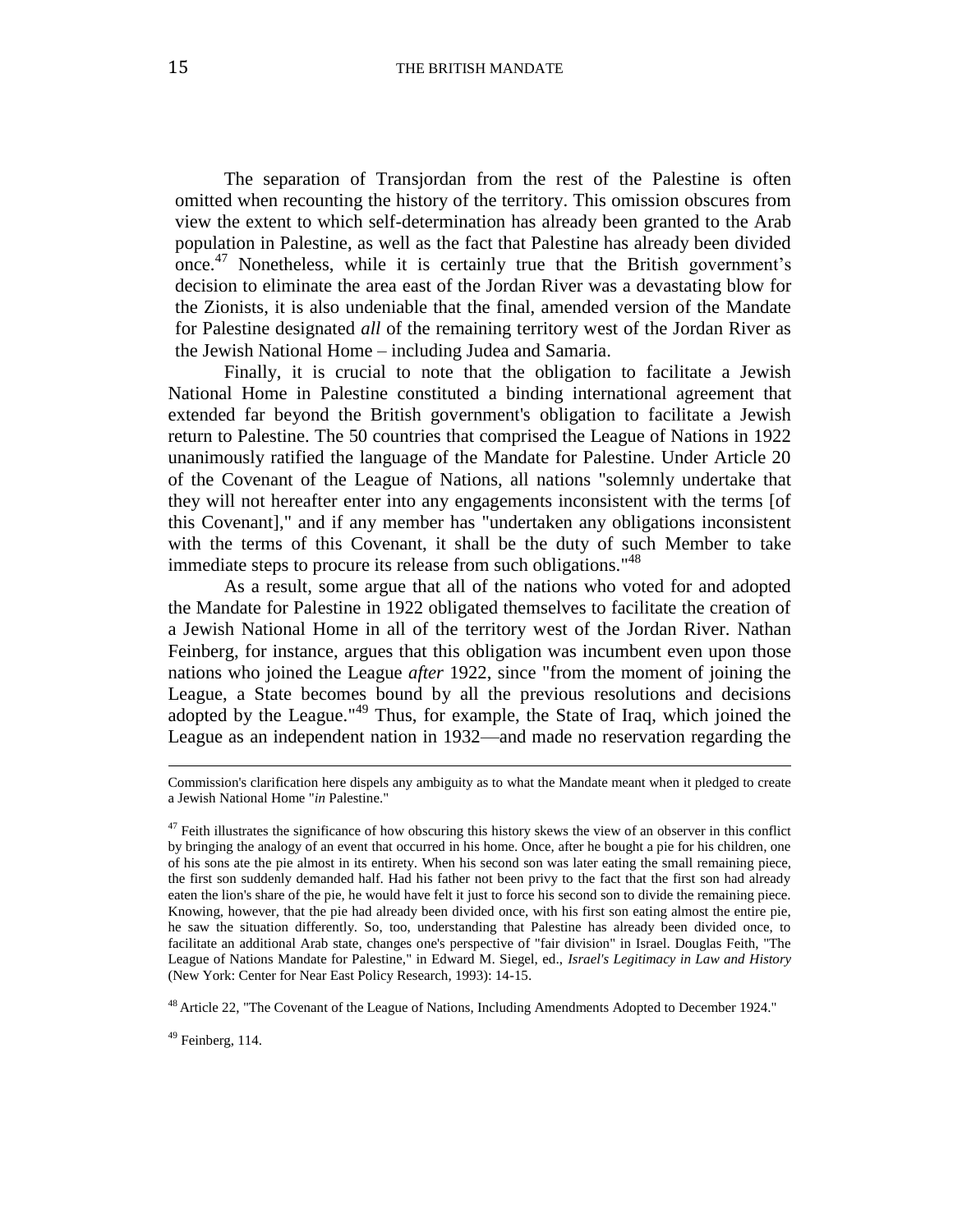The separation of Transjordan from the rest of the Palestine is often omitted when recounting the history of the territory. This omission obscures from view the extent to which self-determination has already been granted to the Arab population in Palestine, as well as the fact that Palestine has already been divided once.[47] Nonetheless, while it is certainly true that the British government's decision to eliminate the area east of the Jordan River was a devastating blow for the Zionists, it is also undeniable that the final, amended version of the Mandate for Palestine designated *all* of the remaining territory west of the Jordan River as the Jewish National Home – including Judea and Samaria.

Finally, it is crucial to note that the obligation to facilitate a Jewish National Home in Palestine constituted a binding international agreement that extended far beyond the British government's obligation to facilitate a Jewish return to Palestine. The 50 countries that comprised the League of Nations in 1922 unanimously ratified the language of the Mandate for Palestine. Under Article 20 of the Covenant of the League of Nations, all nations "solemnly undertake that they will not hereafter enter into any engagements inconsistent with the terms [of this Covenant]," and if any member has "undertaken any obligations inconsistent with the terms of this Covenant, it shall be the duty of such Member to take immediate steps to procure its release from such obligations."[48]

As a result, some argue that all of the nations who voted for and adopted the Mandate for Palestine in 1922 obligated themselves to facilitate the creation of a Jewish National Home in all of the territory west of the Jordan River. Nathan Feinberg, for instance, argues that this obligation was incumbent even upon those nations who joined the League *after* 1922, since "from the moment of joining the League, a State becomes bound by all the previous resolutions and decisions adopted by the League."[49] Thus, for example, the State of Iraq, which joined the League as an independent nation in 1932—and made no reservation regarding the

---

Commission's clarification here dispels any ambiguity as to what the Mandate meant when it pledged to create a Jewish National Home "*in* Palestine."

[47] Feith illustrates the significance of how obscuring this history skews the view of an observer in this conflict by bringing the analogy of an event that occurred in his home. Once, after he bought a pie for his children, one of his sons ate the pie almost in its entirety. When his second son was later eating the small remaining piece, the first son suddenly demanded half. Had his father not been privy to the fact that the first son had already eaten the lion's share of the pie, he would have felt it just to force his second son to divide the remaining piece. Knowing, however, that the pie had already been divided once, with his first son eating almost the entire pie, he saw the situation differently. So, too, understanding that Palestine has already been divided once, to facilitate an additional Arab state, changes one's perspective of "fair division" in Israel. Douglas Feith, "The League of Nations Mandate for Palestine," in Edward M. Siegel, ed., *Israel's Legitimacy in Law and History* (New York: Center for Near East Policy Research, 1993): 14-15.

[48] Article 22, "The Covenant of the League of Nations, Including Amendments Adopted to December 1924."

[49] Feinberg, 114.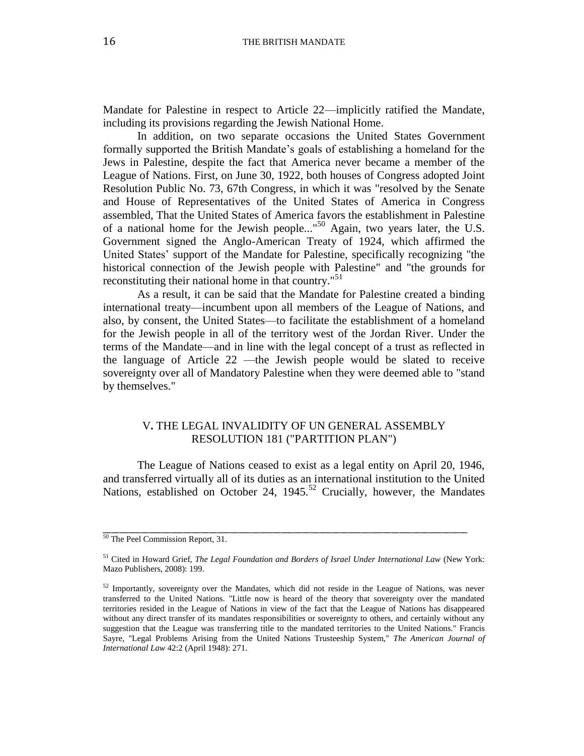Mandate for Palestine in respect to Article 22—implicitly ratified the Mandate, including its provisions regarding the Jewish National Home.

In addition, on two separate occasions the United States Government formally supported the British Mandate's goals of establishing a homeland for the Jews in Palestine, despite the fact that America never became a member of the League of Nations. First, on June 30, 1922, both houses of Congress adopted Joint Resolution Public No. 73, 67th Congress, in which it was "resolved by the Senate and House of Representatives of the United States of America in Congress assembled, That the United States of America favors the establishment in Palestine of a national home for the Jewish people..."[50] Again, two years later, the U.S. Government signed the Anglo-American Treaty of 1924, which affirmed the United States' support of the Mandate for Palestine, specifically recognizing "the historical connection of the Jewish people with Palestine" and "the grounds for reconstituting their national home in that country."[51]

As a result, it can be said that the Mandate for Palestine created a binding international treaty—incumbent upon all members of the League of Nations, and also, by consent, the United States—to facilitate the establishment of a homeland for the Jewish people in all of the territory west of the Jordan River. Under the terms of the Mandate—and in line with the legal concept of a trust as reflected in the language of Article 22 —the Jewish people would be slated to receive sovereignty over all of Mandatory Palestine when they were deemed able to "stand by themselves."

## V. THE LEGAL INVALIDITY OF UN GENERAL ASSEMBLY RESOLUTION 181 ("PARTITION PLAN")

The League of Nations ceased to exist as a legal entity on April 20, 1946, and transferred virtually all of its duties as an international institution to the United Nations, established on October 24, 1945.[52] Crucially, however, the Mandates

---

[50] The Peel Commission Report, 31.

[51] Cited in Howard Grief, *The Legal Foundation and Borders of Israel Under International Law* (New York: Mazo Publishers, 2008): 199.

[52] Importantly, sovereignty over the Mandates, which did not reside in the League of Nations, was never transferred to the United Nations. "Little now is heard of the theory that sovereignty over the mandated territories resided in the League of Nations in view of the fact that the League of Nations has disappeared without any direct transfer of its mandates responsibilities or sovereignty to others, and certainly without any suggestion that the League was transferring title to the mandated territories to the United Nations." Francis Sayre, "Legal Problems Arising from the United Nations Trusteeship System," *The American Journal of International Law* 42:2 (April 1948): 271.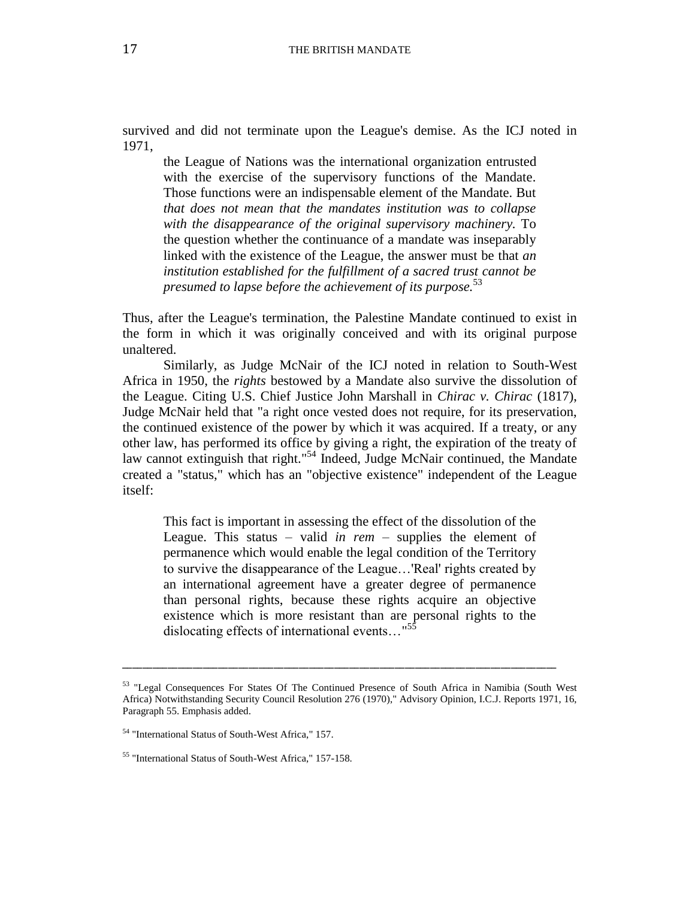survived and did not terminate upon the League's demise. As the ICJ noted in 1971,

> the League of Nations was the international organization entrusted with the exercise of the supervisory functions of the Mandate. Those functions were an indispensable element of the Mandate. But *that does not mean that the mandates institution was to collapse with the disappearance of the original supervisory machinery.* To the question whether the continuance of a mandate was inseparably linked with the existence of the League, the answer must be that *an institution established for the fulfillment of a sacred trust cannot be presumed to lapse before the achievement of its purpose.*[53]

Thus, after the League's termination, the Palestine Mandate continued to exist in the form in which it was originally conceived and with its original purpose unaltered.

Similarly, as Judge McNair of the ICJ noted in relation to South-West Africa in 1950, the *rights* bestowed by a Mandate also survive the dissolution of the League. Citing U.S. Chief Justice John Marshall in *Chirac v. Chirac* (1817), Judge McNair held that "a right once vested does not require, for its preservation, the continued existence of the power by which it was acquired. If a treaty, or any other law, has performed its office by giving a right, the expiration of the treaty of law cannot extinguish that right."[54] Indeed, Judge McNair continued, the Mandate created a "status," which has an "objective existence" independent of the League itself:

> This fact is important in assessing the effect of the dissolution of the League. This status – valid *in rem* – supplies the element of permanence which would enable the legal condition of the Territory to survive the disappearance of the League…'Real' rights created by an international agreement have a greater degree of permanence than personal rights, because these rights acquire an objective existence which is more resistant than are personal rights to the dislocating effects of international events…"[55]

---

[53] "Legal Consequences For States Of The Continued Presence of South Africa in Namibia (South West Africa) Notwithstanding Security Council Resolution 276 (1970)," Advisory Opinion, I.C.J. Reports 1971, 16, Paragraph 55. Emphasis added.

[54] "International Status of South-West Africa," 157.

[55] "International Status of South-West Africa," 157-158.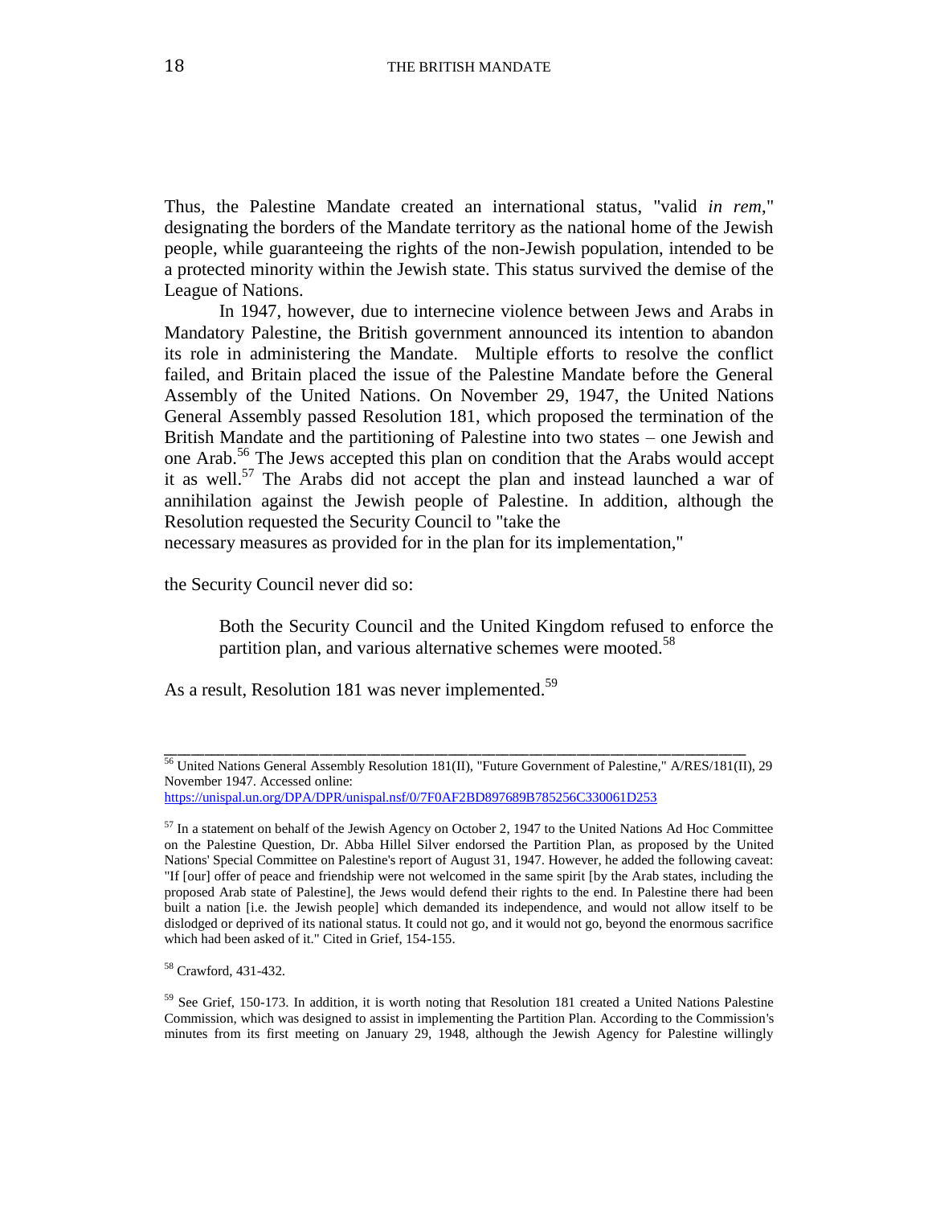Thus, the Palestine Mandate created an international status, "valid *in rem*," designating the borders of the Mandate territory as the national home of the Jewish people, while guaranteeing the rights of the non-Jewish population, intended to be a protected minority within the Jewish state. This status survived the demise of the League of Nations.

In 1947, however, due to internecine violence between Jews and Arabs in Mandatory Palestine, the British government announced its intention to abandon its role in administering the Mandate. Multiple efforts to resolve the conflict failed, and Britain placed the issue of the Palestine Mandate before the General Assembly of the United Nations. On November 29, 1947, the United Nations General Assembly passed Resolution 181, which proposed the termination of the British Mandate and the partitioning of Palestine into two states – one Jewish and one Arab.[56] The Jews accepted this plan on condition that the Arabs would accept it as well.[57] The Arabs did not accept the plan and instead launched a war of annihilation against the Jewish people of Palestine. In addition, although the Resolution requested the Security Council to "take the necessary measures as provided for in the plan for its implementation,"

the Security Council never did so:

> Both the Security Council and the United Kingdom refused to enforce the partition plan, and various alternative schemes were mooted.[58]

As a result, Resolution 181 was never implemented.[59]

---

[56] United Nations General Assembly Resolution 181(II), "Future Government of Palestine," A/RES/181(II), 29 November 1947. Accessed online: https://unispal.un.org/DPA/DPR/unispal.nsf/0/7F0AF2BD897689B785256C330061D253

[57] In a statement on behalf of the Jewish Agency on October 2, 1947 to the United Nations Ad Hoc Committee on the Palestine Question, Dr. Abba Hillel Silver endorsed the Partition Plan, as proposed by the United Nations' Special Committee on Palestine's report of August 31, 1947. However, he added the following caveat: "If [our] offer of peace and friendship were not welcomed in the same spirit [by the Arab states, including the proposed Arab state of Palestine], the Jews would defend their rights to the end. In Palestine there had been built a nation [i.e. the Jewish people] which demanded its independence, and would not allow itself to be dislodged or deprived of its national status. It could not go, and it would not go, beyond the enormous sacrifice which had been asked of it." Cited in Grief, 154-155.

[58] Crawford, 431-432.

[59] See Grief, 150-173. In addition, it is worth noting that Resolution 181 created a United Nations Palestine Commission, which was designed to assist in implementing the Partition Plan. According to the Commission's minutes from its first meeting on January 29, 1948, although the Jewish Agency for Palestine willingly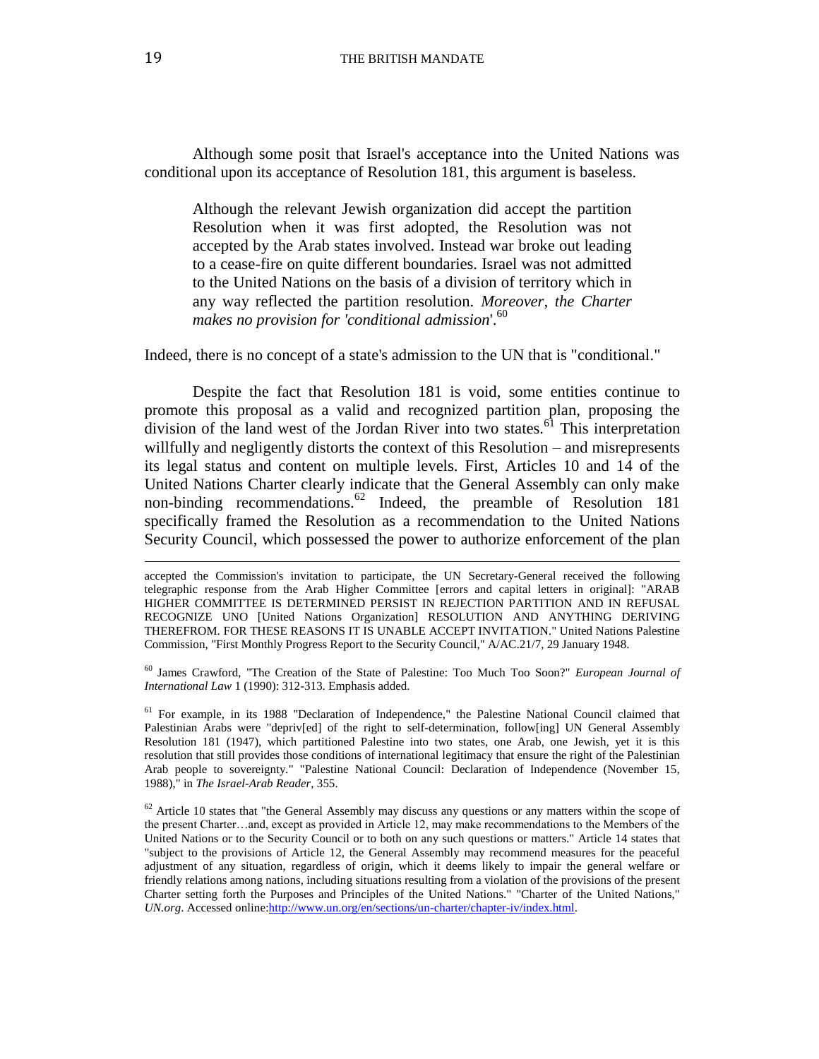Although some posit that Israel's acceptance into the United Nations was conditional upon its acceptance of Resolution 181, this argument is baseless.

> Although the relevant Jewish organization did accept the partition Resolution when it was first adopted, the Resolution was not accepted by the Arab states involved. Instead war broke out leading to a cease-fire on quite different boundaries. Israel was not admitted to the United Nations on the basis of a division of territory which in any way reflected the partition resolution. *Moreover, the Charter makes no provision for 'conditional admission*'.[60]

Indeed, there is no concept of a state's admission to the UN that is "conditional."

Despite the fact that Resolution 181 is void, some entities continue to promote this proposal as a valid and recognized partition plan, proposing the division of the land west of the Jordan River into two states.[61] This interpretation willfully and negligently distorts the context of this Resolution – and misrepresents its legal status and content on multiple levels. First, Articles 10 and 14 of the United Nations Charter clearly indicate that the General Assembly can only make non-binding recommendations.[62] Indeed, the preamble of Resolution 181 specifically framed the Resolution as a recommendation to the United Nations Security Council, which possessed the power to authorize enforcement of the plan

---

accepted the Commission's invitation to participate, the UN Secretary-General received the following telegraphic response from the Arab Higher Committee [errors and capital letters in original]: "ARAB HIGHER COMMITTEE IS DETERMINED PERSIST IN REJECTION PARTITION AND IN REFUSAL RECOGNIZE UNO [United Nations Organization] RESOLUTION AND ANYTHING DERIVING THEREFROM. FOR THESE REASONS IT IS UNABLE ACCEPT INVITATION." United Nations Palestine Commission, "First Monthly Progress Report to the Security Council," A/AC.21/7, 29 January 1948.

[60] James Crawford, "The Creation of the State of Palestine: Too Much Too Soon?" *European Journal of International Law* 1 (1990): 312-313. Emphasis added.

[61] For example, in its 1988 "Declaration of Independence," the Palestine National Council claimed that Palestinian Arabs were "depriv[ed] of the right to self-determination, follow[ing] UN General Assembly Resolution 181 (1947), which partitioned Palestine into two states, one Arab, one Jewish, yet it is this resolution that still provides those conditions of international legitimacy that ensure the right of the Palestinian Arab people to sovereignty." "Palestine National Council: Declaration of Independence (November 15, 1988)," in *The Israel-Arab Reader*, 355.

[62] Article 10 states that "the General Assembly may discuss any questions or any matters within the scope of the present Charter…and, except as provided in Article 12, may make recommendations to the Members of the United Nations or to the Security Council or to both on any such questions or matters." Article 14 states that "subject to the provisions of Article 12, the General Assembly may recommend measures for the peaceful adjustment of any situation, regardless of origin, which it deems likely to impair the general welfare or friendly relations among nations, including situations resulting from a violation of the provisions of the present Charter setting forth the Purposes and Principles of the United Nations." "Charter of the United Nations," *UN.org*. Accessed online:http://www.un.org/en/sections/un-charter/chapter-iv/index.html.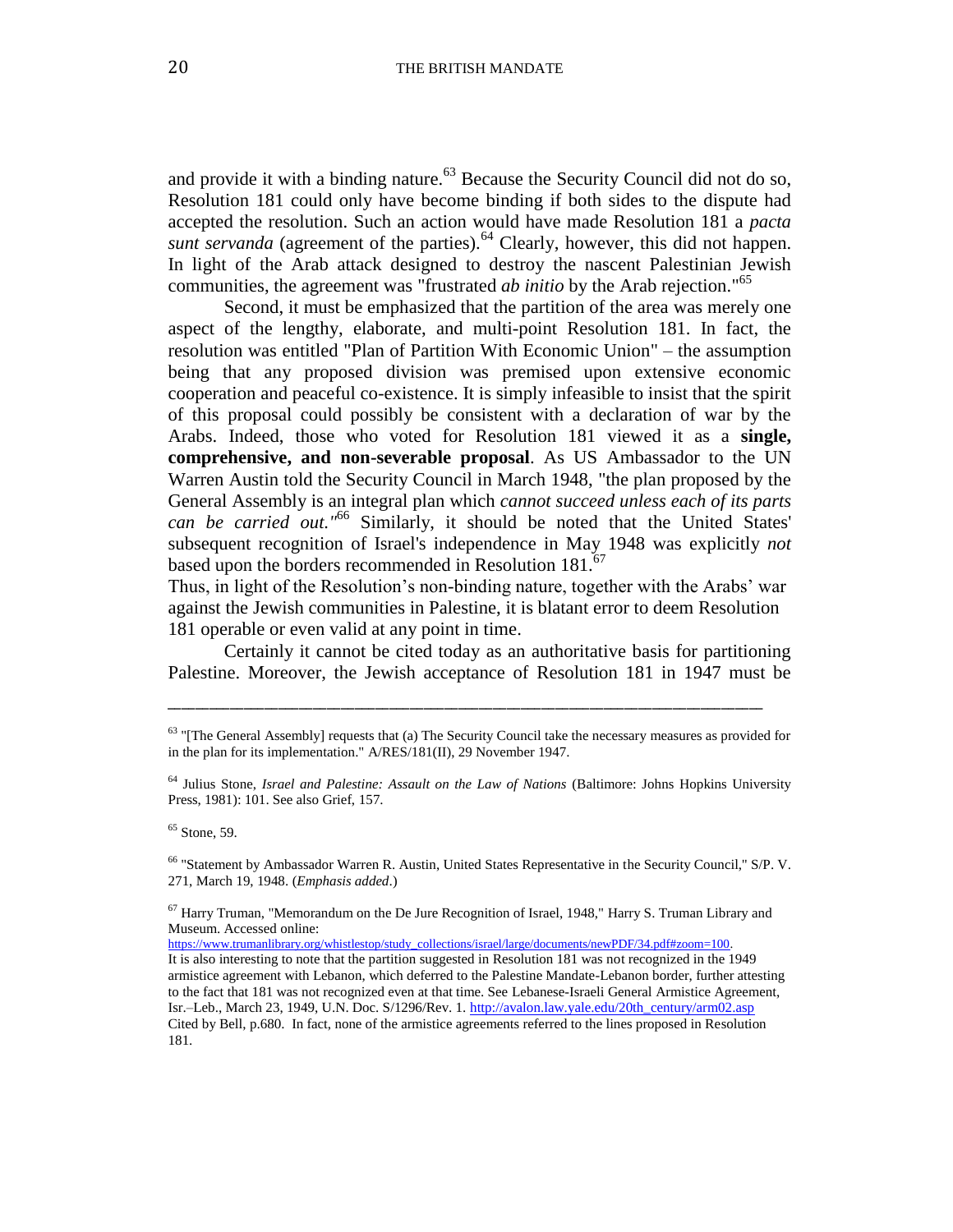and provide it with a binding nature.[63] Because the Security Council did not do so, Resolution 181 could only have become binding if both sides to the dispute had accepted the resolution. Such an action would have made Resolution 181 a *pacta sunt servanda* (agreement of the parties).[64] Clearly, however, this did not happen. In light of the Arab attack designed to destroy the nascent Palestinian Jewish communities, the agreement was "frustrated *ab initio* by the Arab rejection."[65]

Second, it must be emphasized that the partition of the area was merely one aspect of the lengthy, elaborate, and multi-point Resolution 181. In fact, the resolution was entitled "Plan of Partition With Economic Union" – the assumption being that any proposed division was premised upon extensive economic cooperation and peaceful co-existence. It is simply infeasible to insist that the spirit of this proposal could possibly be consistent with a declaration of war by the Arabs. Indeed, those who voted for Resolution 181 viewed it as a **single, comprehensive, and non-severable proposal**. As US Ambassador to the UN Warren Austin told the Security Council in March 1948, "the plan proposed by the General Assembly is an integral plan which *cannot succeed unless each of its parts can be carried out."*[66] Similarly, it should be noted that the United States' subsequent recognition of Israel's independence in May 1948 was explicitly *not* based upon the borders recommended in Resolution 181.[67]

Thus, in light of the Resolution's non-binding nature, together with the Arabs' war against the Jewish communities in Palestine, it is blatant error to deem Resolution 181 operable or even valid at any point in time.

Certainly it cannot be cited today as an authoritative basis for partitioning Palestine. Moreover, the Jewish acceptance of Resolution 181 in 1947 must be

---

[63] "[The General Assembly] requests that (a) The Security Council take the necessary measures as provided for in the plan for its implementation." A/RES/181(II), 29 November 1947.

[64] Julius Stone, *Israel and Palestine: Assault on the Law of Nations* (Baltimore: Johns Hopkins University Press, 1981): 101. See also Grief, 157.

[65] Stone, 59.

[66] "Statement by Ambassador Warren R. Austin, United States Representative in the Security Council," S/P. V. 271, March 19, 1948. (*Emphasis added*.)

[67] Harry Truman, "Memorandum on the De Jure Recognition of Israel, 1948," Harry S. Truman Library and Museum. Accessed online: https://www.trumanlibrary.org/whistlestop/study_collections/israel/large/documents/newPDF/34.pdf#zoom=100.
It is also interesting to note that the partition suggested in Resolution 181 was not recognized in the 1949 armistice agreement with Lebanon, which deferred to the Palestine Mandate-Lebanon border, further attesting to the fact that 181 was not recognized even at that time. See Lebanese-Israeli General Armistice Agreement, Isr.–Leb., March 23, 1949, U.N. Doc. S/1296/Rev. 1. http://avalon.law.yale.edu/20th_century/arm02.asp Cited by Bell, p.680. In fact, none of the armistice agreements referred to the lines proposed in Resolution 181.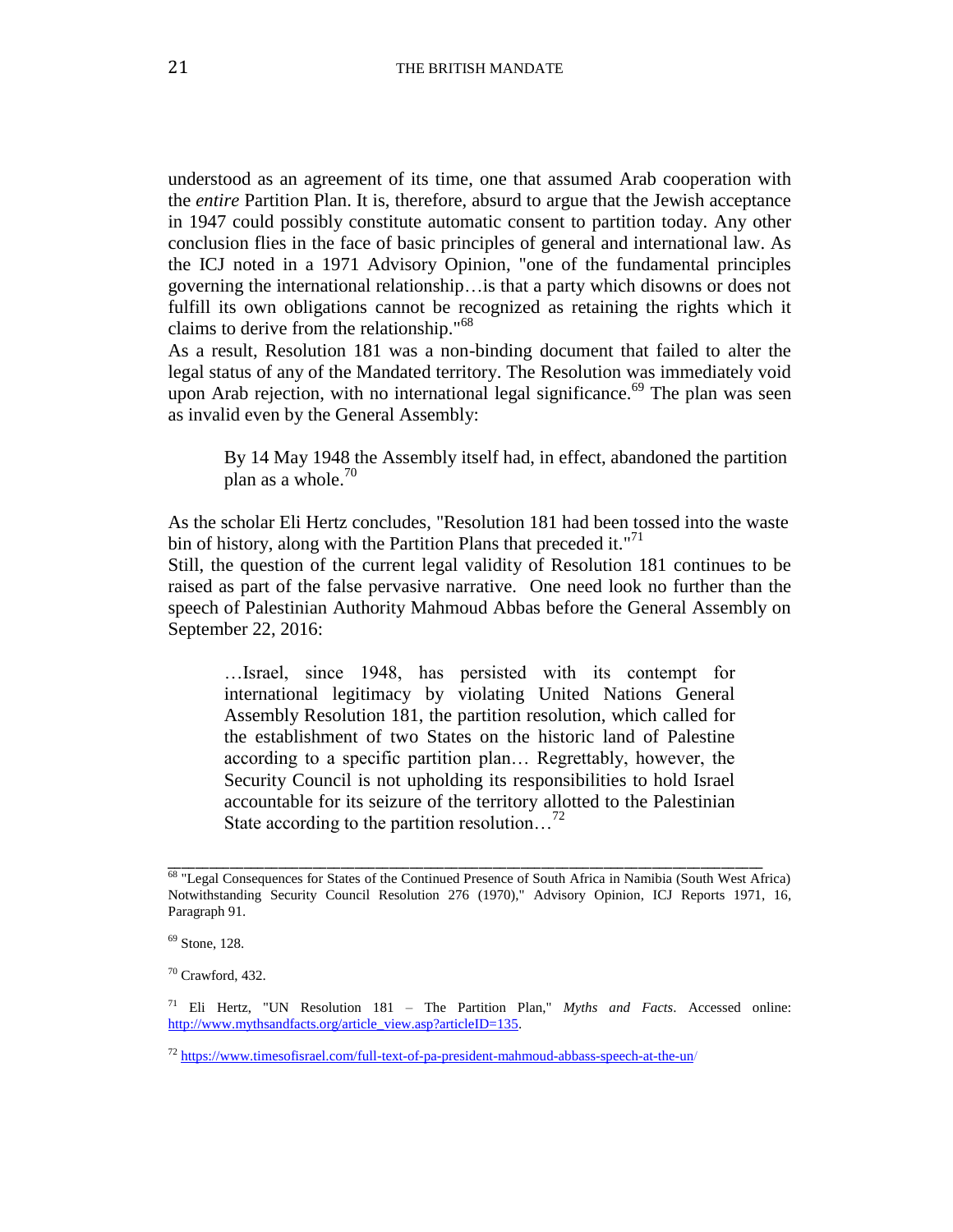understood as an agreement of its time, one that assumed Arab cooperation with the *entire* Partition Plan. It is, therefore, absurd to argue that the Jewish acceptance in 1947 could possibly constitute automatic consent to partition today. Any other conclusion flies in the face of basic principles of general and international law. As the ICJ noted in a 1971 Advisory Opinion, "one of the fundamental principles governing the international relationship…is that a party which disowns or does not fulfill its own obligations cannot be recognized as retaining the rights which it claims to derive from the relationship."[68]

As a result, Resolution 181 was a non-binding document that failed to alter the legal status of any of the Mandated territory. The Resolution was immediately void upon Arab rejection, with no international legal significance.[69] The plan was seen as invalid even by the General Assembly:

> By 14 May 1948 the Assembly itself had, in effect, abandoned the partition plan as a whole.[70]

As the scholar Eli Hertz concludes, "Resolution 181 had been tossed into the waste bin of history, along with the Partition Plans that preceded it."[71]

Still, the question of the current legal validity of Resolution 181 continues to be raised as part of the false pervasive narrative. One need look no further than the speech of Palestinian Authority Mahmoud Abbas before the General Assembly on September 22, 2016:

> …Israel, since 1948, has persisted with its contempt for international legitimacy by violating United Nations General Assembly Resolution 181, the partition resolution, which called for the establishment of two States on the historic land of Palestine according to a specific partition plan… Regrettably, however, the Security Council is not upholding its responsibilities to hold Israel accountable for its seizure of the territory allotted to the Palestinian State according to the partition resolution…[72]

---

[68] "Legal Consequences for States of the Continued Presence of South Africa in Namibia (South West Africa) Notwithstanding Security Council Resolution 276 (1970)," Advisory Opinion, ICJ Reports 1971, 16, Paragraph 91.

[69] Stone, 128.

[70] Crawford, 432.

[71] Eli Hertz, "UN Resolution 181 – The Partition Plan," *Myths and Facts*. Accessed online: http://www.mythsandfacts.org/article_view.asp?articleID=135.

[72] https://www.timesofisrael.com/full-text-of-pa-president-mahmoud-abbass-speech-at-the-un/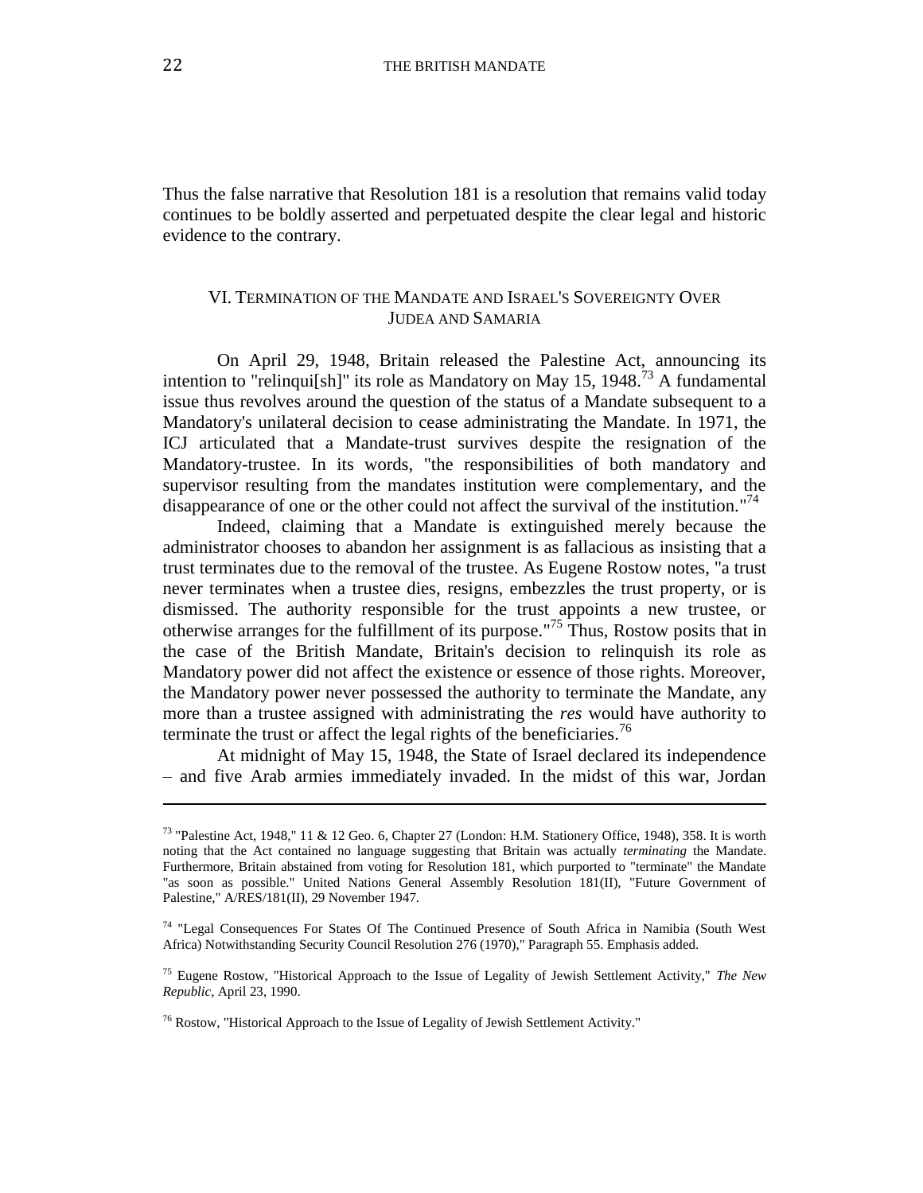Thus the false narrative that Resolution 181 is a resolution that remains valid today continues to be boldly asserted and perpetuated despite the clear legal and historic evidence to the contrary.

## VI. Termination of the Mandate and Israel's Sovereignty Over Judea and Samaria

On April 29, 1948, Britain released the Palestine Act, announcing its intention to "relinqui[sh]" its role as Mandatory on May 15, 1948.[73] A fundamental issue thus revolves around the question of the status of a Mandate subsequent to a Mandatory's unilateral decision to cease administrating the Mandate. In 1971, the ICJ articulated that a Mandate-trust survives despite the resignation of the Mandatory-trustee. In its words, "the responsibilities of both mandatory and supervisor resulting from the mandates institution were complementary, and the disappearance of one or the other could not affect the survival of the institution."[74]

Indeed, claiming that a Mandate is extinguished merely because the administrator chooses to abandon her assignment is as fallacious as insisting that a trust terminates due to the removal of the trustee. As Eugene Rostow notes, "a trust never terminates when a trustee dies, resigns, embezzles the trust property, or is dismissed. The authority responsible for the trust appoints a new trustee, or otherwise arranges for the fulfillment of its purpose."[75] Thus, Rostow posits that in the case of the British Mandate, Britain's decision to relinquish its role as Mandatory power did not affect the existence or essence of those rights. Moreover, the Mandatory power never possessed the authority to terminate the Mandate, any more than a trustee assigned with administrating the *res* would have authority to terminate the trust or affect the legal rights of the beneficiaries.[76]

At midnight of May 15, 1948, the State of Israel declared its independence – and five Arab armies immediately invaded. In the midst of this war, Jordan

---

[73] "Palestine Act, 1948," 11 & 12 Geo. 6, Chapter 27 (London: H.M. Stationery Office, 1948), 358. It is worth noting that the Act contained no language suggesting that Britain was actually *terminating* the Mandate. Furthermore, Britain abstained from voting for Resolution 181, which purported to "terminate" the Mandate "as soon as possible." United Nations General Assembly Resolution 181(II), "Future Government of Palestine," A/RES/181(II), 29 November 1947.

[74] "Legal Consequences For States Of The Continued Presence of South Africa in Namibia (South West Africa) Notwithstanding Security Council Resolution 276 (1970)," Paragraph 55. Emphasis added.

[75] Eugene Rostow, "Historical Approach to the Issue of Legality of Jewish Settlement Activity," *The New Republic*, April 23, 1990.

[76] Rostow, "Historical Approach to the Issue of Legality of Jewish Settlement Activity."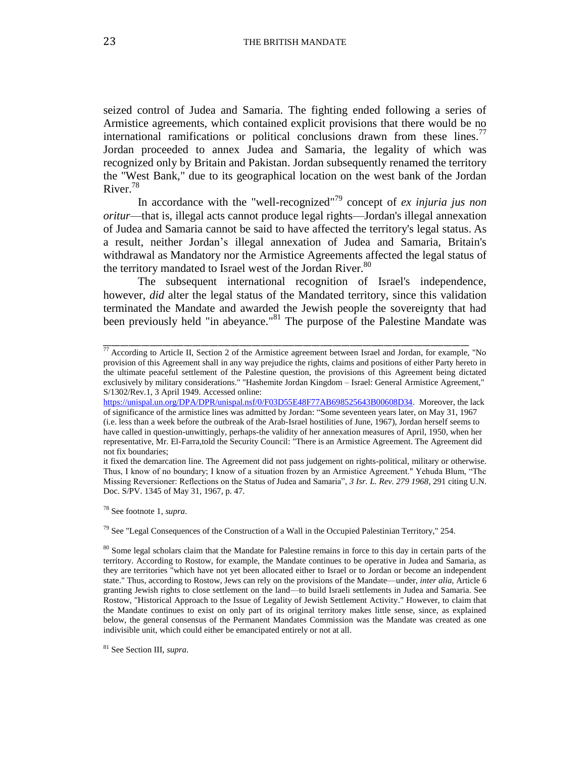seized control of Judea and Samaria. The fighting ended following a series of Armistice agreements, which contained explicit provisions that there would be no international ramifications or political conclusions drawn from these lines.[77] Jordan proceeded to annex Judea and Samaria, the legality of which was recognized only by Britain and Pakistan. Jordan subsequently renamed the territory the "West Bank," due to its geographical location on the west bank of the Jordan River.[78]

In accordance with the "well-recognized"[79] concept of *ex injuria jus non oritur*—that is, illegal acts cannot produce legal rights—Jordan's illegal annexation of Judea and Samaria cannot be said to have affected the territory's legal status. As a result, neither Jordan's illegal annexation of Judea and Samaria, Britain's withdrawal as Mandatory nor the Armistice Agreements affected the legal status of the territory mandated to Israel west of the Jordan River.[80]

The subsequent international recognition of Israel's independence, however, *did* alter the legal status of the Mandated territory, since this validation terminated the Mandate and awarded the Jewish people the sovereignty that had been previously held "in abeyance."[81] The purpose of the Palestine Mandate was

---

[77] According to Article II, Section 2 of the Armistice agreement between Israel and Jordan, for example, "No provision of this Agreement shall in any way prejudice the rights, claims and positions of either Party hereto in the ultimate peaceful settlement of the Palestine question, the provisions of this Agreement being dictated exclusively by military considerations." "Hashemite Jordan Kingdom – Israel: General Armistice Agreement," S/1302/Rev.1, 3 April 1949. Accessed online: https://unispal.un.org/DPA/DPR/unispal.nsf/0/F03D55E48F77AB698525643B00608D34. Moreover, the lack of significance of the armistice lines was admitted by Jordan: "Some seventeen years later, on May 31, 1967 (i.e. less than a week before the outbreak of the Arab-Israel hostilities of June, 1967), Jordan herself seems to have called in question-unwittingly, perhaps-the validity of her annexation measures of April, 1950, when her representative, Mr. El-Farra,told the Security Council: "There is an Armistice Agreement. The Agreement did not fix boundaries;

it fixed the demarcation line. The Agreement did not pass judgement on rights-political, military or otherwise. Thus, I know of no boundary; I know of a situation frozen by an Armistice Agreement." Yehuda Blum, "The Missing Reversioner: Reflections on the Status of Judea and Samaria", *3 Isr. L. Rev. 279 1968*, 291 citing U.N. Doc. S/PV. 1345 of May 31, 1967, p. 47.

[78] See footnote 1, *supra*.

[79] See "Legal Consequences of the Construction of a Wall in the Occupied Palestinian Territory," 254.

[80] Some legal scholars claim that the Mandate for Palestine remains in force to this day in certain parts of the territory. According to Rostow, for example, the Mandate continues to be operative in Judea and Samaria, as they are territories "which have not yet been allocated either to Israel or to Jordan or become an independent state." Thus, according to Rostow, Jews can rely on the provisions of the Mandate—under, *inter alia*, Article 6 granting Jewish rights to close settlement on the land—to build Israeli settlements in Judea and Samaria. See Rostow, "Historical Approach to the Issue of Legality of Jewish Settlement Activity." However, to claim that the Mandate continues to exist on only part of its original territory makes little sense, since, as explained below, the general consensus of the Permanent Mandates Commission was the Mandate was created as one indivisible unit, which could either be emancipated entirely or not at all.

[81] See Section III, *supra*.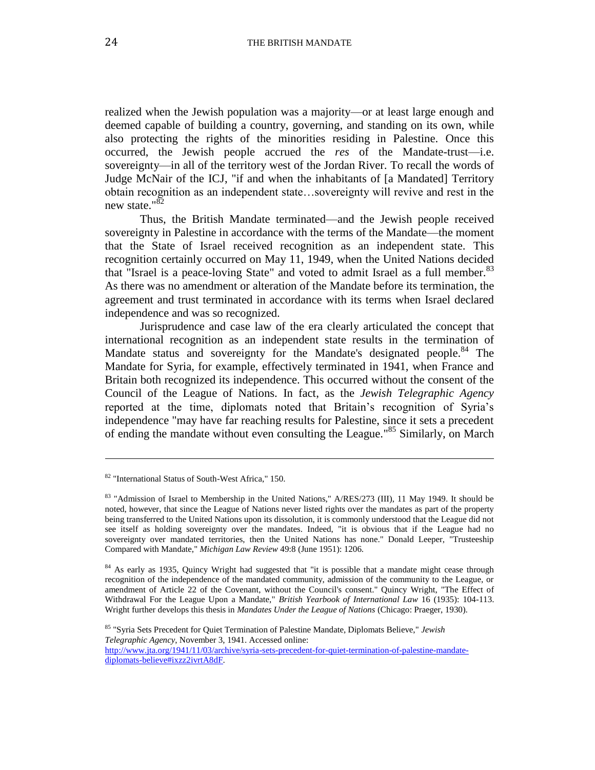realized when the Jewish population was a majority—or at least large enough and deemed capable of building a country, governing, and standing on its own, while also protecting the rights of the minorities residing in Palestine. Once this occurred, the Jewish people accrued the *res* of the Mandate-trust—i.e. sovereignty—in all of the territory west of the Jordan River. To recall the words of Judge McNair of the ICJ, "if and when the inhabitants of [a Mandated] Territory obtain recognition as an independent state…sovereignty will revive and rest in the new state."[82]

Thus, the British Mandate terminated—and the Jewish people received sovereignty in Palestine in accordance with the terms of the Mandate—the moment that the State of Israel received recognition as an independent state. This recognition certainly occurred on May 11, 1949, when the United Nations decided that "Israel is a peace-loving State" and voted to admit Israel as a full member.[83] As there was no amendment or alteration of the Mandate before its termination, the agreement and trust terminated in accordance with its terms when Israel declared independence and was so recognized.

Jurisprudence and case law of the era clearly articulated the concept that international recognition as an independent state results in the termination of Mandate status and sovereignty for the Mandate's designated people.[84] The Mandate for Syria, for example, effectively terminated in 1941, when France and Britain both recognized its independence. This occurred without the consent of the Council of the League of Nations. In fact, as the *Jewish Telegraphic Agency* reported at the time, diplomats noted that Britain's recognition of Syria's independence "may have far reaching results for Palestine, since it sets a precedent of ending the mandate without even consulting the League."[85] Similarly, on March

---

[82] "International Status of South-West Africa," 150.

[83] "Admission of Israel to Membership in the United Nations," A/RES/273 (III), 11 May 1949. It should be noted, however, that since the League of Nations never listed rights over the mandates as part of the property being transferred to the United Nations upon its dissolution, it is commonly understood that the League did not see itself as holding sovereignty over the mandates. Indeed, "it is obvious that if the League had no sovereignty over mandated territories, then the United Nations has none." Donald Leeper, "Trusteeship Compared with Mandate," *Michigan Law Review* 49:8 (June 1951): 1206.

[84] As early as 1935, Quincy Wright had suggested that "it is possible that a mandate might cease through recognition of the independence of the mandated community, admission of the community to the League, or amendment of Article 22 of the Covenant, without the Council's consent." Quincy Wright, "The Effect of Withdrawal For the League Upon a Mandate," *British Yearbook of International Law* 16 (1935): 104-113. Wright further develops this thesis in *Mandates Under the League of Nations* (Chicago: Praeger, 1930).

[85] "Syria Sets Precedent for Quiet Termination of Palestine Mandate, Diplomats Believe," *Jewish Telegraphic Agency*, November 3, 1941. Accessed online: http://www.jta.org/1941/11/03/archive/syria-sets-precedent-for-quiet-termination-of-palestine-mandate-diplomats-believe#ixzz2ivrtA8dF.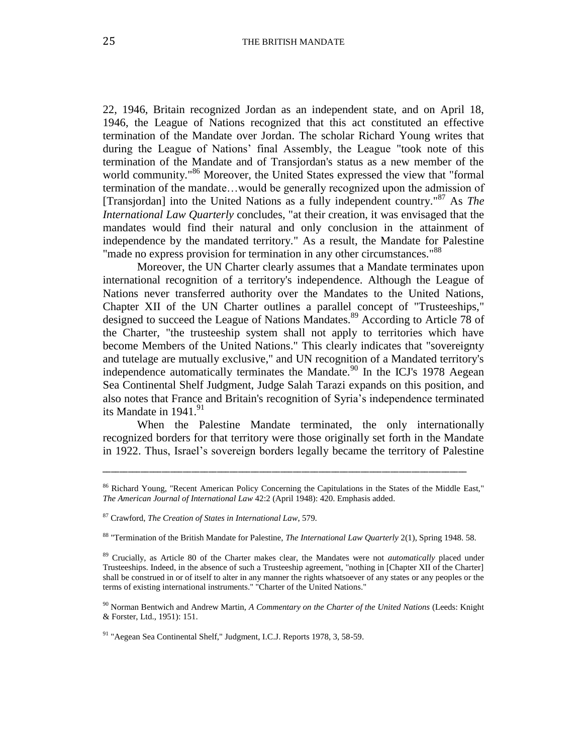22, 1946, Britain recognized Jordan as an independent state, and on April 18, 1946, the League of Nations recognized that this act constituted an effective termination of the Mandate over Jordan. The scholar Richard Young writes that during the League of Nations' final Assembly, the League "took note of this termination of the Mandate and of Transjordan's status as a new member of the world community."[86] Moreover, the United States expressed the view that "formal termination of the mandate…would be generally recognized upon the admission of [Transjordan] into the United Nations as a fully independent country."[87] As *The International Law Quarterly* concludes, "at their creation, it was envisaged that the mandates would find their natural and only conclusion in the attainment of independence by the mandated territory." As a result, the Mandate for Palestine "made no express provision for termination in any other circumstances."[88]

Moreover, the UN Charter clearly assumes that a Mandate terminates upon international recognition of a territory's independence. Although the League of Nations never transferred authority over the Mandates to the United Nations, Chapter XII of the UN Charter outlines a parallel concept of "Trusteeships," designed to succeed the League of Nations Mandates.[89] According to Article 78 of the Charter, "the trusteeship system shall not apply to territories which have become Members of the United Nations." This clearly indicates that "sovereignty and tutelage are mutually exclusive," and UN recognition of a Mandated territory's independence automatically terminates the Mandate.[90] In the ICJ's 1978 Aegean Sea Continental Shelf Judgment, Judge Salah Tarazi expands on this position, and also notes that France and Britain's recognition of Syria's independence terminated its Mandate in 1941.[91]

When the Palestine Mandate terminated, the only internationally recognized borders for that territory were those originally set forth in the Mandate in 1922. Thus, Israel's sovereign borders legally became the territory of Palestine

---

[86] Richard Young, "Recent American Policy Concerning the Capitulations in the States of the Middle East," *The American Journal of International Law* 42:2 (April 1948): 420. Emphasis added.

[87] Crawford, *The Creation of States in International Law*, 579.

[88] "Termination of the British Mandate for Palestine, *The International Law Quarterly* 2(1), Spring 1948. 58.

[89] Crucially, as Article 80 of the Charter makes clear, the Mandates were not *automatically* placed under Trusteeships. Indeed, in the absence of such a Trusteeship agreement, "nothing in [Chapter XII of the Charter] shall be construed in or of itself to alter in any manner the rights whatsoever of any states or any peoples or the terms of existing international instruments." "Charter of the United Nations."

[90] Norman Bentwich and Andrew Martin, *A Commentary on the Charter of the United Nations* (Leeds: Knight & Forster, Ltd., 1951): 151.

[91] "Aegean Sea Continental Shelf," Judgment, I.C.J. Reports 1978, 3, 58-59.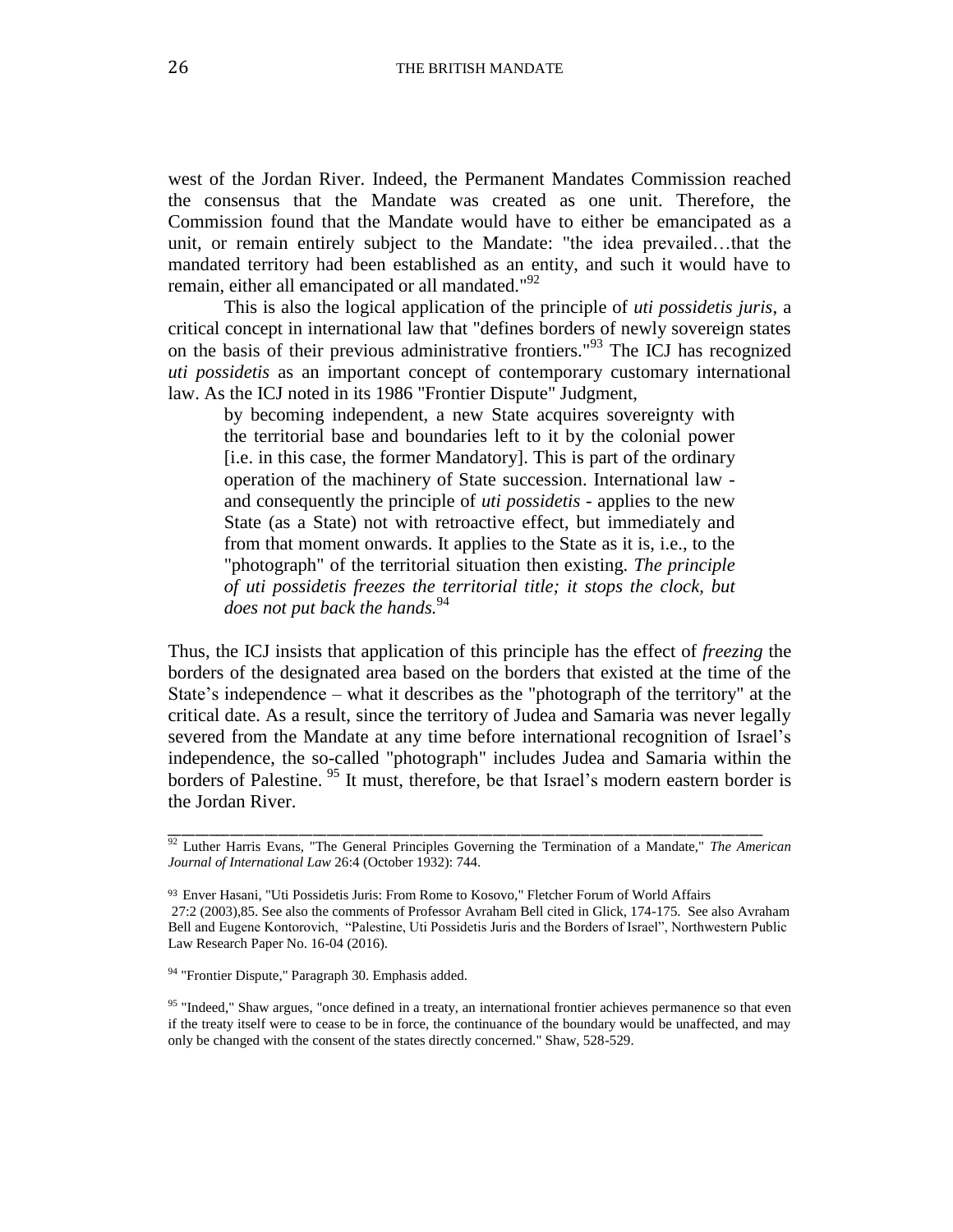west of the Jordan River. Indeed, the Permanent Mandates Commission reached the consensus that the Mandate was created as one unit. Therefore, the Commission found that the Mandate would have to either be emancipated as a unit, or remain entirely subject to the Mandate: "the idea prevailed…that the mandated territory had been established as an entity, and such it would have to remain, either all emancipated or all mandated."[92]

This is also the logical application of the principle of *uti possidetis juris*, a critical concept in international law that "defines borders of newly sovereign states on the basis of their previous administrative frontiers."[93] The ICJ has recognized *uti possidetis* as an important concept of contemporary customary international law. As the ICJ noted in its 1986 "Frontier Dispute" Judgment,

> by becoming independent, a new State acquires sovereignty with the territorial base and boundaries left to it by the colonial power [i.e. in this case, the former Mandatory]. This is part of the ordinary operation of the machinery of State succession. International law - and consequently the principle of *uti possidetis* - applies to the new State (as a State) not with retroactive effect, but immediately and from that moment onwards. It applies to the State as it is, i.e., to the "photograph" of the territorial situation then existing. *The principle of uti possidetis freezes the territorial title; it stops the clock, but does not put back the hands.*[94]

Thus, the ICJ insists that application of this principle has the effect of *freezing* the borders of the designated area based on the borders that existed at the time of the State's independence – what it describes as the "photograph of the territory" at the critical date. As a result, since the territory of Judea and Samaria was never legally severed from the Mandate at any time before international recognition of Israel's independence, the so-called "photograph" includes Judea and Samaria within the borders of Palestine. [95] It must, therefore, be that Israel's modern eastern border is the Jordan River.

---

[92] Luther Harris Evans, "The General Principles Governing the Termination of a Mandate," *The American Journal of International Law* 26:4 (October 1932): 744.

[93] Enver Hasani, "Uti Possidetis Juris: From Rome to Kosovo," Fletcher Forum of World Affairs 27:2 (2003),85. See also the comments of Professor Avraham Bell cited in Glick, 174-175. See also Avraham Bell and Eugene Kontorovich, "Palestine, Uti Possidetis Juris and the Borders of Israel", Northwestern Public Law Research Paper No. 16-04 (2016).

[94] "Frontier Dispute," Paragraph 30. Emphasis added.

[95] "Indeed," Shaw argues, "once defined in a treaty, an international frontier achieves permanence so that even if the treaty itself were to cease to be in force, the continuance of the boundary would be unaffected, and may only be changed with the consent of the states directly concerned." Shaw, 528-529.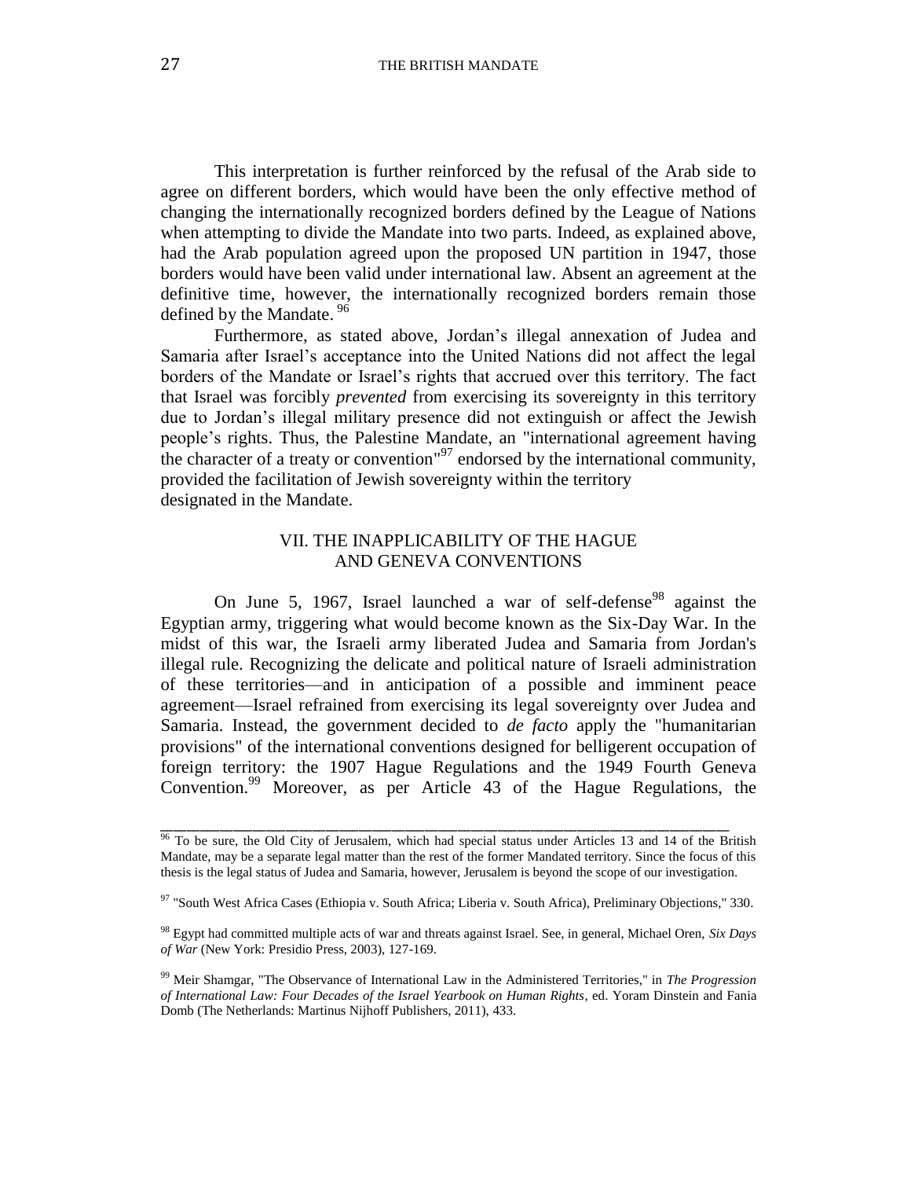This interpretation is further reinforced by the refusal of the Arab side to agree on different borders, which would have been the only effective method of changing the internationally recognized borders defined by the League of Nations when attempting to divide the Mandate into two parts. Indeed, as explained above, had the Arab population agreed upon the proposed UN partition in 1947, those borders would have been valid under international law. Absent an agreement at the definitive time, however, the internationally recognized borders remain those defined by the Mandate. [96]

Furthermore, as stated above, Jordan's illegal annexation of Judea and Samaria after Israel's acceptance into the United Nations did not affect the legal borders of the Mandate or Israel's rights that accrued over this territory. The fact that Israel was forcibly *prevented* from exercising its sovereignty in this territory due to Jordan's illegal military presence did not extinguish or affect the Jewish people's rights. Thus, the Palestine Mandate, an "international agreement having the character of a treaty or convention"[97] endorsed by the international community, provided the facilitation of Jewish sovereignty within the territory designated in the Mandate.

## VII. THE INAPPLICABILITY OF THE HAGUE AND GENEVA CONVENTIONS

On June 5, 1967, Israel launched a war of self-defense[98] against the Egyptian army, triggering what would become known as the Six-Day War. In the midst of this war, the Israeli army liberated Judea and Samaria from Jordan's illegal rule. Recognizing the delicate and political nature of Israeli administration of these territories—and in anticipation of a possible and imminent peace agreement—Israel refrained from exercising its legal sovereignty over Judea and Samaria. Instead, the government decided to *de facto* apply the "humanitarian provisions" of the international conventions designed for belligerent occupation of foreign territory: the 1907 Hague Regulations and the 1949 Fourth Geneva Convention.[99] Moreover, as per Article 43 of the Hague Regulations, the

---

[96] To be sure, the Old City of Jerusalem, which had special status under Articles 13 and 14 of the British Mandate, may be a separate legal matter than the rest of the former Mandated territory. Since the focus of this thesis is the legal status of Judea and Samaria, however, Jerusalem is beyond the scope of our investigation.

[97] "South West Africa Cases (Ethiopia v. South Africa; Liberia v. South Africa), Preliminary Objections," 330.

[98] Egypt had committed multiple acts of war and threats against Israel. See, in general, Michael Oren, *Six Days of War* (New York: Presidio Press, 2003), 127-169.

[99] Meir Shamgar, "The Observance of International Law in the Administered Territories," in *The Progression of International Law: Four Decades of the Israel Yearbook on Human Rights*, ed. Yoram Dinstein and Fania Domb (The Netherlands: Martinus Nijhoff Publishers, 2011), 433.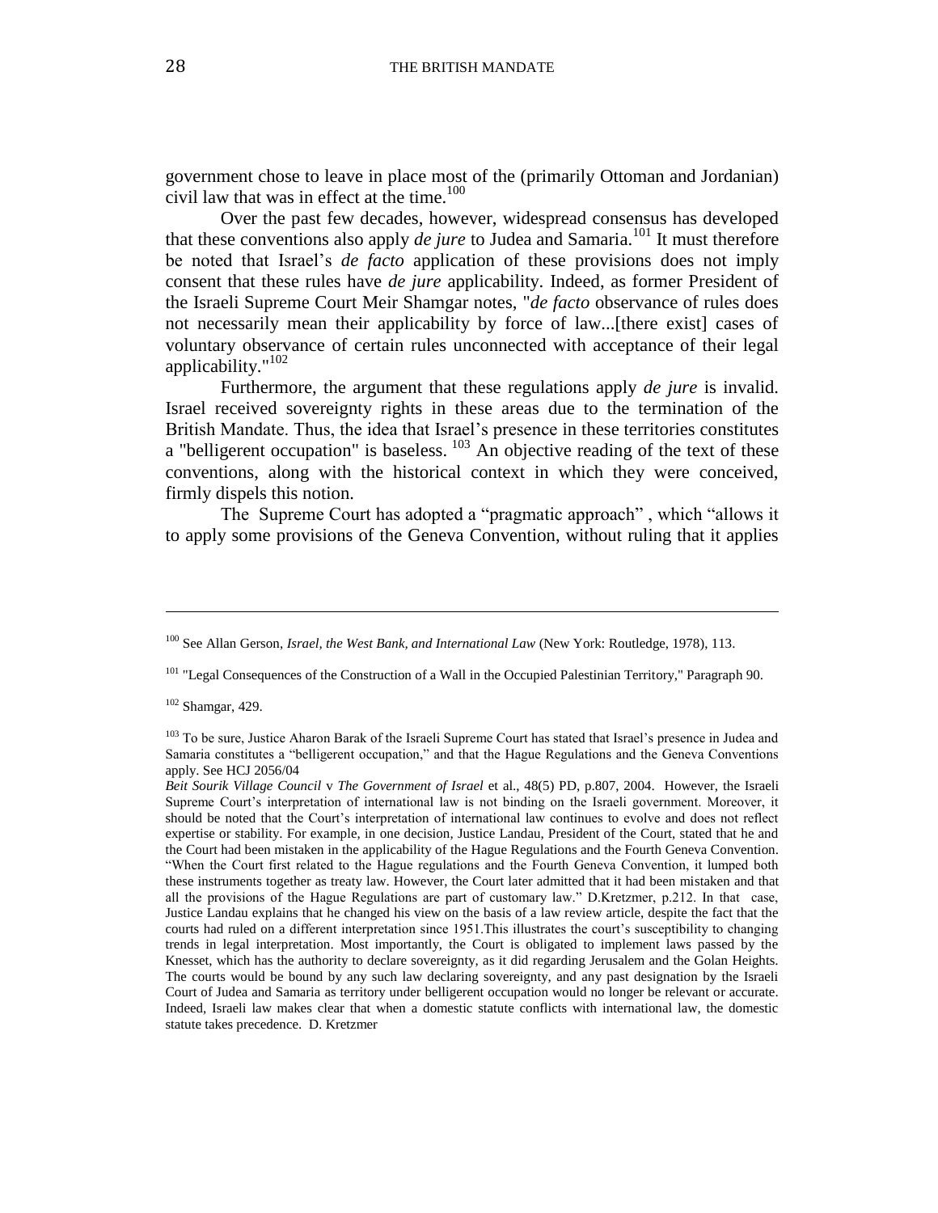government chose to leave in place most of the (primarily Ottoman and Jordanian) civil law that was in effect at the time.[100]

Over the past few decades, however, widespread consensus has developed that these conventions also apply *de jure* to Judea and Samaria.[101] It must therefore be noted that Israel's *de facto* application of these provisions does not imply consent that these rules have *de jure* applicability. Indeed, as former President of the Israeli Supreme Court Meir Shamgar notes, "*de facto* observance of rules does not necessarily mean their applicability by force of law...[there exist] cases of voluntary observance of certain rules unconnected with acceptance of their legal applicability."[102]

Furthermore, the argument that these regulations apply *de jure* is invalid. Israel received sovereignty rights in these areas due to the termination of the British Mandate. Thus, the idea that Israel's presence in these territories constitutes a "belligerent occupation" is baseless. [103] An objective reading of the text of these conventions, along with the historical context in which they were conceived, firmly dispels this notion.

The Supreme Court has adopted a "pragmatic approach" , which "allows it to apply some provisions of the Geneva Convention, without ruling that it applies

---

[100] See Allan Gerson, *Israel, the West Bank, and International Law* (New York: Routledge, 1978), 113.

[101] "Legal Consequences of the Construction of a Wall in the Occupied Palestinian Territory," Paragraph 90.

[102] Shamgar, 429.

[103] To be sure, Justice Aharon Barak of the Israeli Supreme Court has stated that Israel's presence in Judea and Samaria constitutes a "belligerent occupation," and that the Hague Regulations and the Geneva Conventions apply. See HCJ 2056/04
*Beit Sourik Village Council* v *The Government of Israel* et al., 48(5) PD, p.807, 2004. However, the Israeli Supreme Court's interpretation of international law is not binding on the Israeli government. Moreover, it should be noted that the Court's interpretation of international law continues to evolve and does not reflect expertise or stability. For example, in one decision, Justice Landau, President of the Court, stated that he and the Court had been mistaken in the applicability of the Hague Regulations and the Fourth Geneva Convention. "When the Court first related to the Hague regulations and the Fourth Geneva Convention, it lumped both these instruments together as treaty law. However, the Court later admitted that it had been mistaken and that all the provisions of the Hague Regulations are part of customary law." D.Kretzmer, p.212. In that case, Justice Landau explains that he changed his view on the basis of a law review article, despite the fact that the courts had ruled on a different interpretation since 1951.This illustrates the court's susceptibility to changing trends in legal interpretation. Most importantly, the Court is obligated to implement laws passed by the Knesset, which has the authority to declare sovereignty, as it did regarding Jerusalem and the Golan Heights. The courts would be bound by any such law declaring sovereignty, and any past designation by the Israeli Court of Judea and Samaria as territory under belligerent occupation would no longer be relevant or accurate. Indeed, Israeli law makes clear that when a domestic statute conflicts with international law, the domestic statute takes precedence. D. Kretzmer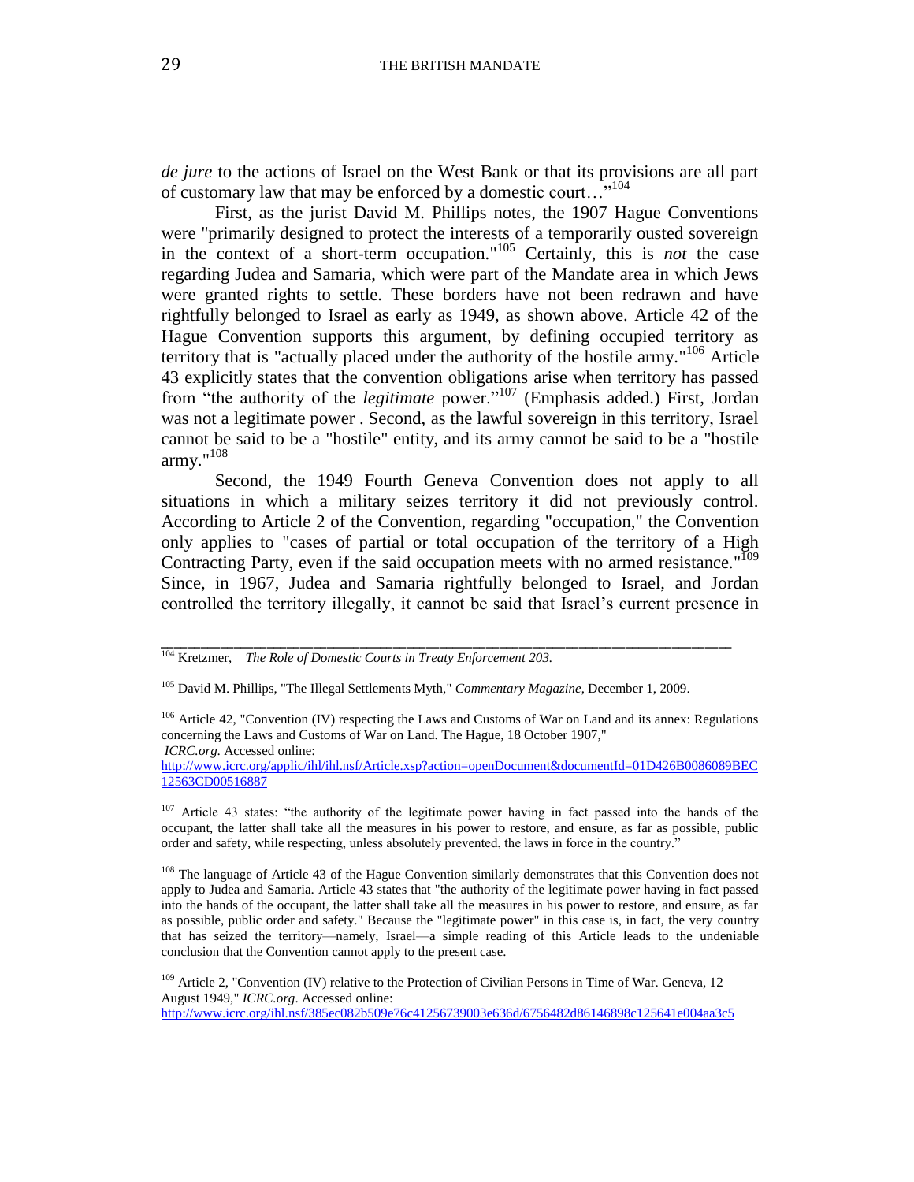*de jure* to the actions of Israel on the West Bank or that its provisions are all part of customary law that may be enforced by a domestic court…"[104]

First, as the jurist David M. Phillips notes, the 1907 Hague Conventions were "primarily designed to protect the interests of a temporarily ousted sovereign in the context of a short-term occupation."[105] Certainly, this is *not* the case regarding Judea and Samaria, which were part of the Mandate area in which Jews were granted rights to settle. These borders have not been redrawn and have rightfully belonged to Israel as early as 1949, as shown above. Article 42 of the Hague Convention supports this argument, by defining occupied territory as territory that is "actually placed under the authority of the hostile army."[106] Article 43 explicitly states that the convention obligations arise when territory has passed from "the authority of the *legitimate* power."[107] (Emphasis added.) First, Jordan was not a legitimate power . Second, as the lawful sovereign in this territory, Israel cannot be said to be a "hostile" entity, and its army cannot be said to be a "hostile army."[108]

Second, the 1949 Fourth Geneva Convention does not apply to all situations in which a military seizes territory it did not previously control. According to Article 2 of the Convention, regarding "occupation," the Convention only applies to "cases of partial or total occupation of the territory of a High Contracting Party, even if the said occupation meets with no armed resistance."[109] Since, in 1967, Judea and Samaria rightfully belonged to Israel, and Jordan controlled the territory illegally, it cannot be said that Israel's current presence in

---

[104] Kretzmer, *The Role of Domestic Courts in Treaty Enforcement 203.*

[105] David M. Phillips, "The Illegal Settlements Myth," *Commentary Magazine*, December 1, 2009.

[106] Article 42, "Convention (IV) respecting the Laws and Customs of War on Land and its annex: Regulations concerning the Laws and Customs of War on Land. The Hague, 18 October 1907," *ICRC.org*. Accessed online: http://www.icrc.org/applic/ihl/ihl.nsf/Article.xsp?action=openDocument&documentId=01D426B0086089BEC12563CD00516887

[107] Article 43 states: "the authority of the legitimate power having in fact passed into the hands of the occupant, the latter shall take all the measures in his power to restore, and ensure, as far as possible, public order and safety, while respecting, unless absolutely prevented, the laws in force in the country."

[108] The language of Article 43 of the Hague Convention similarly demonstrates that this Convention does not apply to Judea and Samaria. Article 43 states that "the authority of the legitimate power having in fact passed into the hands of the occupant, the latter shall take all the measures in his power to restore, and ensure, as far as possible, public order and safety." Because the "legitimate power" in this case is, in fact, the very country that has seized the territory—namely, Israel—a simple reading of this Article leads to the undeniable conclusion that the Convention cannot apply to the present case.

[109] Article 2, "Convention (IV) relative to the Protection of Civilian Persons in Time of War. Geneva, 12 August 1949," *ICRC.org*. Accessed online: http://www.icrc.org/ihl.nsf/385ec082b509e76c41256739003e636d/6756482d86146898c125641e004aa3c5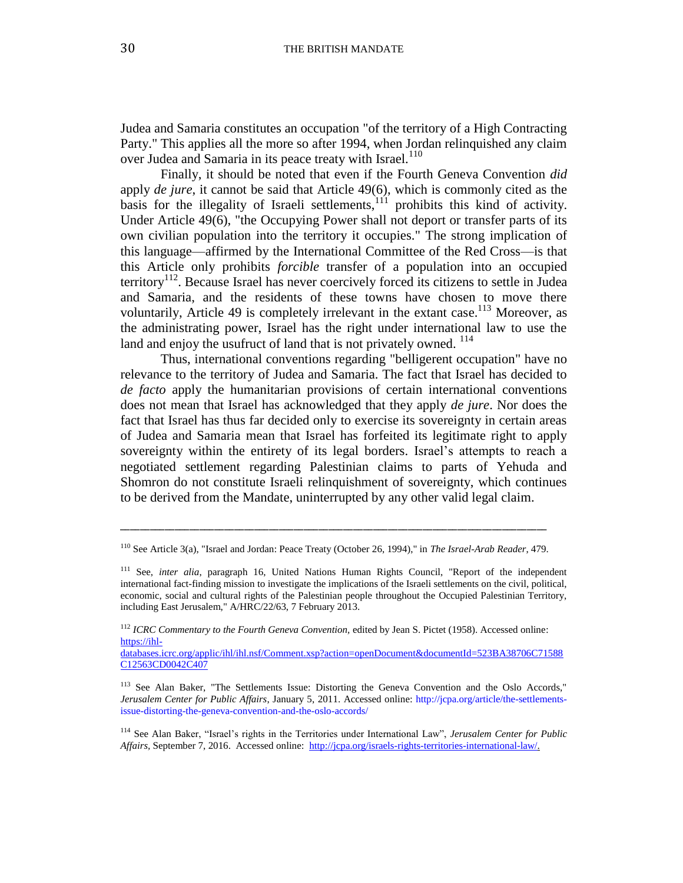Judea and Samaria constitutes an occupation "of the territory of a High Contracting Party." This applies all the more so after 1994, when Jordan relinquished any claim over Judea and Samaria in its peace treaty with Israel.[110]

Finally, it should be noted that even if the Fourth Geneva Convention *did* apply *de jure*, it cannot be said that Article 49(6), which is commonly cited as the basis for the illegality of Israeli settlements,[111] prohibits this kind of activity. Under Article 49(6), "the Occupying Power shall not deport or transfer parts of its own civilian population into the territory it occupies." The strong implication of this language—affirmed by the International Committee of the Red Cross—is that this Article only prohibits *forcible* transfer of a population into an occupied territory[112]. Because Israel has never coercively forced its citizens to settle in Judea and Samaria, and the residents of these towns have chosen to move there voluntarily, Article 49 is completely irrelevant in the extant case.[113] Moreover, as the administrating power, Israel has the right under international law to use the land and enjoy the usufruct of land that is not privately owned. [114]

Thus, international conventions regarding "belligerent occupation" have no relevance to the territory of Judea and Samaria. The fact that Israel has decided to *de facto* apply the humanitarian provisions of certain international conventions does not mean that Israel has acknowledged that they apply *de jure*. Nor does the fact that Israel has thus far decided only to exercise its sovereignty in certain areas of Judea and Samaria mean that Israel has forfeited its legitimate right to apply sovereignty within the entirety of its legal borders. Israel's attempts to reach a negotiated settlement regarding Palestinian claims to parts of Yehuda and Shomron do not constitute Israeli relinquishment of sovereignty, which continues to be derived from the Mandate, uninterrupted by any other valid legal claim.

---

[110] See Article 3(a), "Israel and Jordan: Peace Treaty (October 26, 1994)," in *The Israel-Arab Reader*, 479.

[111] See, *inter alia*, paragraph 16, United Nations Human Rights Council, "Report of the independent international fact-finding mission to investigate the implications of the Israeli settlements on the civil, political, economic, social and cultural rights of the Palestinian people throughout the Occupied Palestinian Territory, including East Jerusalem," A/HRC/22/63, 7 February 2013.

[112] *ICRC Commentary to the Fourth Geneva Convention*, edited by Jean S. Pictet (1958). Accessed online: https://ihl-databases.icrc.org/applic/ihl/ihl.nsf/Comment.xsp?action=openDocument&documentId=523BA38706C71588C12563CD0042C407

[113] See Alan Baker, "The Settlements Issue: Distorting the Geneva Convention and the Oslo Accords," *Jerusalem Center for Public Affairs*, January 5, 2011. Accessed online: http://jcpa.org/article/the-settlements-issue-distorting-the-geneva-convention-and-the-oslo-accords/

[114] See Alan Baker, "Israel's rights in the Territories under International Law", *Jerusalem Center for Public Affairs*, September 7, 2016. Accessed online: http://jcpa.org/israels-rights-territories-international-law/.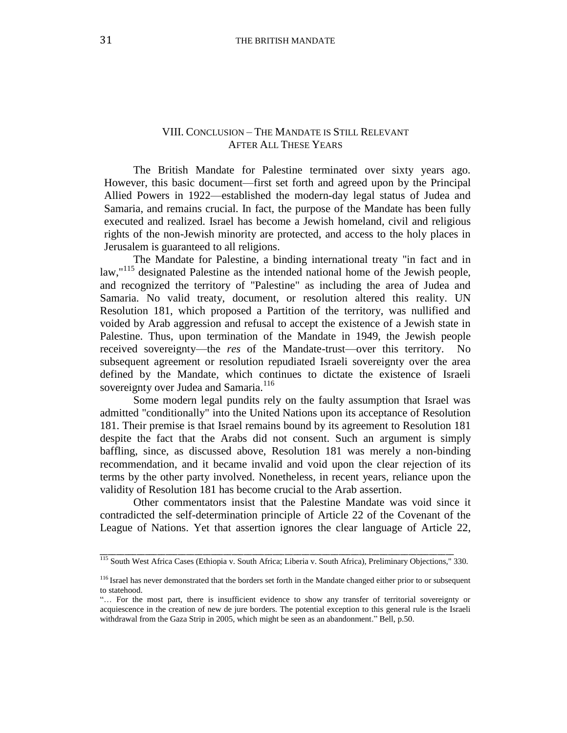## VIII. Conclusion – The Mandate is Still Relevant After All These Years

The British Mandate for Palestine terminated over sixty years ago. However, this basic document—first set forth and agreed upon by the Principal Allied Powers in 1922—established the modern-day legal status of Judea and Samaria, and remains crucial. In fact, the purpose of the Mandate has been fully executed and realized. Israel has become a Jewish homeland, civil and religious rights of the non-Jewish minority are protected, and access to the holy places in Jerusalem is guaranteed to all religions.

The Mandate for Palestine, a binding international treaty "in fact and in law,"[115] designated Palestine as the intended national home of the Jewish people, and recognized the territory of "Palestine" as including the area of Judea and Samaria. No valid treaty, document, or resolution altered this reality. UN Resolution 181, which proposed a Partition of the territory, was nullified and voided by Arab aggression and refusal to accept the existence of a Jewish state in Palestine. Thus, upon termination of the Mandate in 1949, the Jewish people received sovereignty—the *res* of the Mandate-trust—over this territory. No subsequent agreement or resolution repudiated Israeli sovereignty over the area defined by the Mandate, which continues to dictate the existence of Israeli sovereignty over Judea and Samaria.[116]

Some modern legal pundits rely on the faulty assumption that Israel was admitted "conditionally" into the United Nations upon its acceptance of Resolution 181. Their premise is that Israel remains bound by its agreement to Resolution 181 despite the fact that the Arabs did not consent. Such an argument is simply baffling, since, as discussed above, Resolution 181 was merely a non-binding recommendation, and it became invalid and void upon the clear rejection of its terms by the other party involved. Nonetheless, in recent years, reliance upon the validity of Resolution 181 has become crucial to the Arab assertion.

Other commentators insist that the Palestine Mandate was void since it contradicted the self-determination principle of Article 22 of the Covenant of the League of Nations. Yet that assertion ignores the clear language of Article 22,

---

[115] South West Africa Cases (Ethiopia v. South Africa; Liberia v. South Africa), Preliminary Objections," 330.

[116] Israel has never demonstrated that the borders set forth in the Mandate changed either prior to or subsequent to statehood.

"… For the most part, there is insufficient evidence to show any transfer of territorial sovereignty or acquiescence in the creation of new de jure borders. The potential exception to this general rule is the Israeli withdrawal from the Gaza Strip in 2005, which might be seen as an abandonment." Bell, p.50.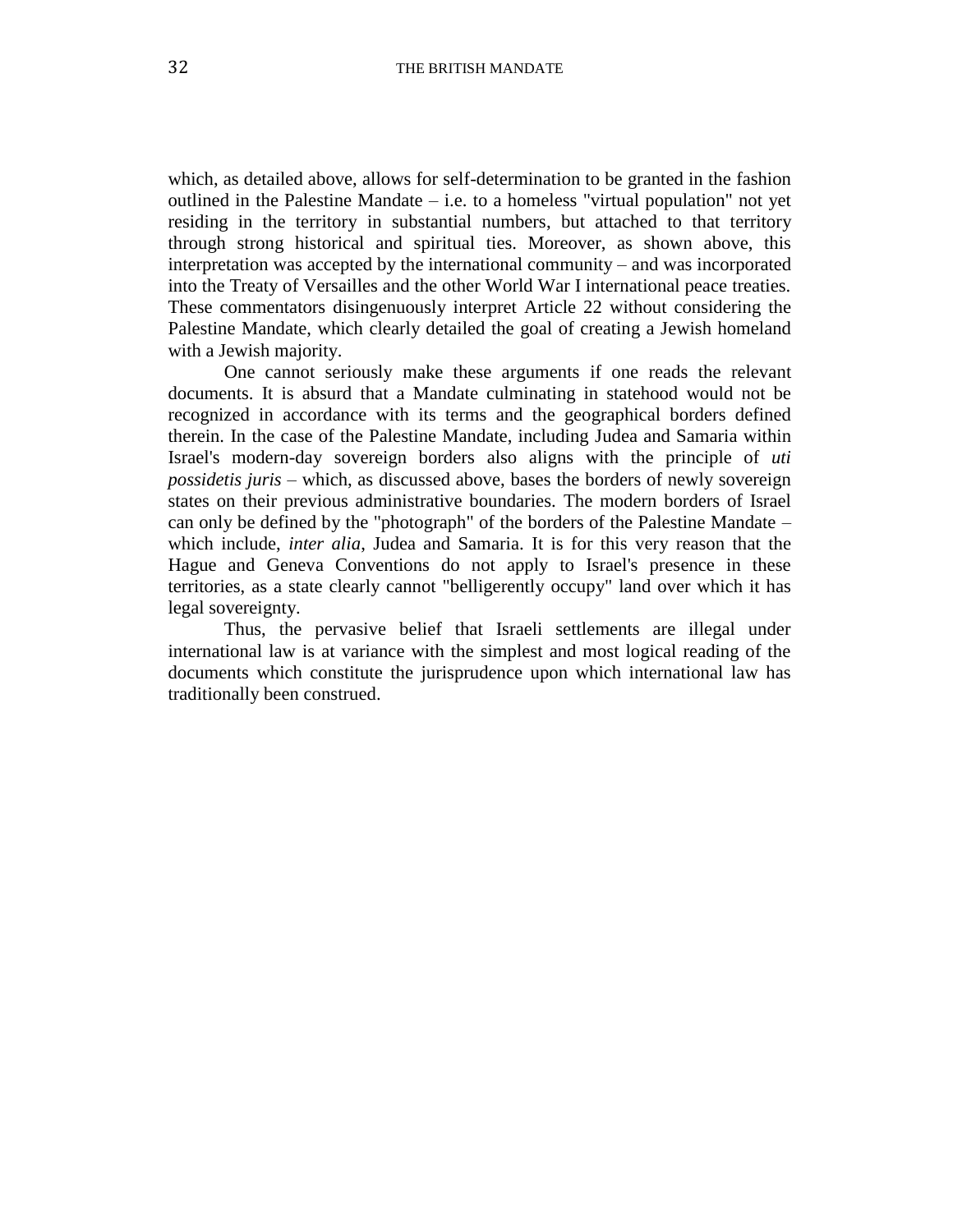which, as detailed above, allows for self-determination to be granted in the fashion outlined in the Palestine Mandate – i.e. to a homeless "virtual population" not yet residing in the territory in substantial numbers, but attached to that territory through strong historical and spiritual ties. Moreover, as shown above, this interpretation was accepted by the international community – and was incorporated into the Treaty of Versailles and the other World War I international peace treaties. These commentators disingenuously interpret Article 22 without considering the Palestine Mandate, which clearly detailed the goal of creating a Jewish homeland with a Jewish majority.

One cannot seriously make these arguments if one reads the relevant documents. It is absurd that a Mandate culminating in statehood would not be recognized in accordance with its terms and the geographical borders defined therein. In the case of the Palestine Mandate, including Judea and Samaria within Israel's modern-day sovereign borders also aligns with the principle of *uti possidetis juris* – which, as discussed above, bases the borders of newly sovereign states on their previous administrative boundaries. The modern borders of Israel can only be defined by the "photograph" of the borders of the Palestine Mandate – which include, *inter alia*, Judea and Samaria. It is for this very reason that the Hague and Geneva Conventions do not apply to Israel's presence in these territories, as a state clearly cannot "belligerently occupy" land over which it has legal sovereignty.

Thus, the pervasive belief that Israeli settlements are illegal under international law is at variance with the simplest and most logical reading of the documents which constitute the jurisprudence upon which international law has traditionally been construed.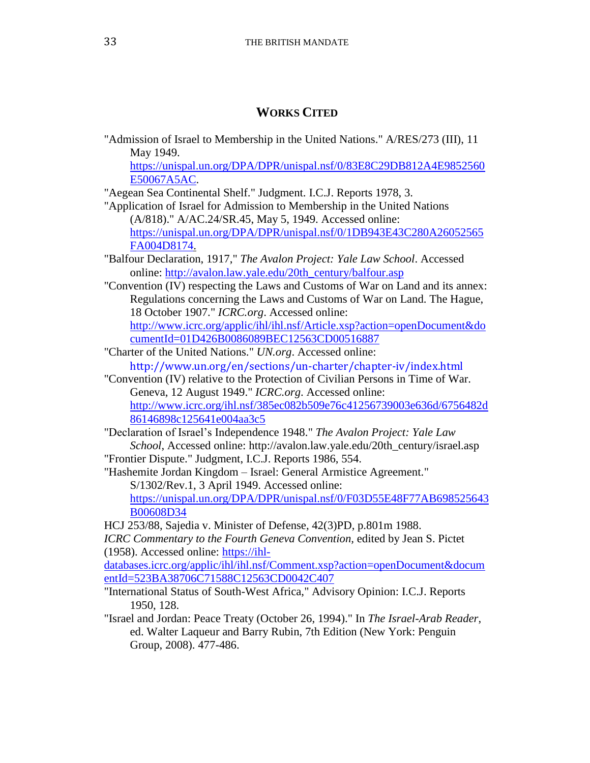## WORKS CITED

"Admission of Israel to Membership in the United Nations." A/RES/273 (III), 11 May 1949. https://unispal.un.org/DPA/DPR/unispal.nsf/0/83E8C29DB812A4E9852560E50067A5AC.

"Aegean Sea Continental Shelf." Judgment. I.C.J. Reports 1978, 3.

"Application of Israel for Admission to Membership in the United Nations (A/818)." A/AC.24/SR.45, May 5, 1949. Accessed online: https://unispal.un.org/DPA/DPR/unispal.nsf/0/1DB943E43C280A26052565FA004D8174.

"Balfour Declaration, 1917," *The Avalon Project: Yale Law School*. Accessed online: http://avalon.law.yale.edu/20th_century/balfour.asp

"Convention (IV) respecting the Laws and Customs of War on Land and its annex: Regulations concerning the Laws and Customs of War on Land. The Hague, 18 October 1907." *ICRC.org*. Accessed online: http://www.icrc.org/applic/ihl/ihl.nsf/Article.xsp?action=openDocument&documentId=01D426B0086089BEC12563CD00516887

"Charter of the United Nations." *UN.org*. Accessed online: http://www.un.org/en/sections/un-charter/chapter-iv/index.html

"Convention (IV) relative to the Protection of Civilian Persons in Time of War. Geneva, 12 August 1949." *ICRC.org*. Accessed online: http://www.icrc.org/ihl.nsf/385ec082b509e76c41256739003e636d/6756482d86146898c125641e004aa3c5

"Declaration of Israel's Independence 1948." *The Avalon Project: Yale Law School*, Accessed online: http://avalon.law.yale.edu/20th_century/israel.asp

"Frontier Dispute." Judgment, I.C.J. Reports 1986, 554.

"Hashemite Jordan Kingdom – Israel: General Armistice Agreement." S/1302/Rev.1, 3 April 1949. Accessed online: https://unispal.un.org/DPA/DPR/unispal.nsf/0/F03D55E48F77AB698525643B00608D34

HCJ 253/88, Sajedia v. Minister of Defense, 42(3)PD, p.801m 1988.

*ICRC Commentary to the Fourth Geneva Convention,* edited by Jean S. Pictet (1958). Accessed online: https://ihl-databases.icrc.org/applic/ihl/ihl.nsf/Comment.xsp?action=openDocument&documentId=523BA38706C71588C12563CD0042C407

"International Status of South-West Africa," Advisory Opinion: I.C.J. Reports 1950, 128.

"Israel and Jordan: Peace Treaty (October 26, 1994)." In *The Israel-Arab Reader*, ed. Walter Laqueur and Barry Rubin, 7th Edition (New York: Penguin Group, 2008). 477-486.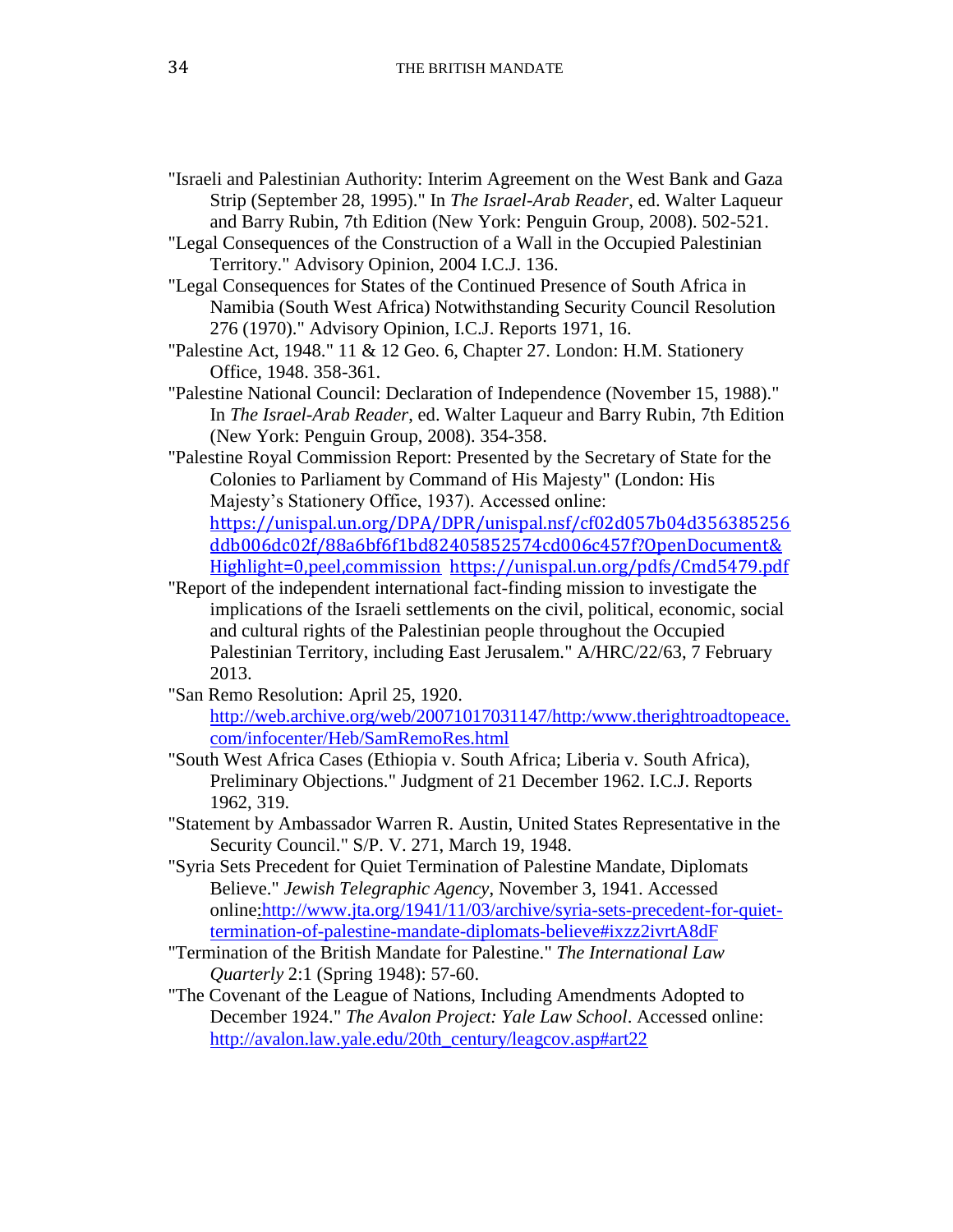"Israeli and Palestinian Authority: Interim Agreement on the West Bank and Gaza Strip (September 28, 1995)." In *The Israel-Arab Reader*, ed. Walter Laqueur and Barry Rubin, 7th Edition (New York: Penguin Group, 2008). 502-521.

"Legal Consequences of the Construction of a Wall in the Occupied Palestinian Territory." Advisory Opinion, 2004 I.C.J. 136.

"Legal Consequences for States of the Continued Presence of South Africa in Namibia (South West Africa) Notwithstanding Security Council Resolution 276 (1970)." Advisory Opinion, I.C.J. Reports 1971, 16.

"Palestine Act, 1948." 11 & 12 Geo. 6, Chapter 27. London: H.M. Stationery Office, 1948. 358-361.

"Palestine National Council: Declaration of Independence (November 15, 1988)." In *The Israel-Arab Reader*, ed. Walter Laqueur and Barry Rubin, 7th Edition (New York: Penguin Group, 2008). 354-358.

"Palestine Royal Commission Report: Presented by the Secretary of State for the Colonies to Parliament by Command of His Majesty" (London: His Majesty's Stationery Office, 1937). Accessed online: https://unispal.un.org/DPA/DPR/unispal.nsf/cf02d057b04d356385256ddb006dc02f/88a6bf6f1bd82405852574cd006c457f?OpenDocument&Highlight=0,peel,commission https://unispal.un.org/pdfs/Cmd5479.pdf

"Report of the independent international fact-finding mission to investigate the implications of the Israeli settlements on the civil, political, economic, social and cultural rights of the Palestinian people throughout the Occupied Palestinian Territory, including East Jerusalem." A/HRC/22/63, 7 February 2013.

"San Remo Resolution: April 25, 1920. http://web.archive.org/web/20071017031147/http:/www.therightroadtopeace.com/infocenter/Heb/SamRemoRes.html

"South West Africa Cases (Ethiopia v. South Africa; Liberia v. South Africa), Preliminary Objections." Judgment of 21 December 1962. I.C.J. Reports 1962, 319.

"Statement by Ambassador Warren R. Austin, United States Representative in the Security Council." S/P. V. 271, March 19, 1948.

"Syria Sets Precedent for Quiet Termination of Palestine Mandate, Diplomats Believe." *Jewish Telegraphic Agency*, November 3, 1941. Accessed online:http://www.jta.org/1941/11/03/archive/syria-sets-precedent-for-quiet-termination-of-palestine-mandate-diplomats-believe#ixzz2ivrtA8dF

"Termination of the British Mandate for Palestine." *The International Law Quarterly* 2:1 (Spring 1948): 57-60.

"The Covenant of the League of Nations, Including Amendments Adopted to December 1924." *The Avalon Project: Yale Law School*. Accessed online: http://avalon.law.yale.edu/20th_century/leagcov.asp#art22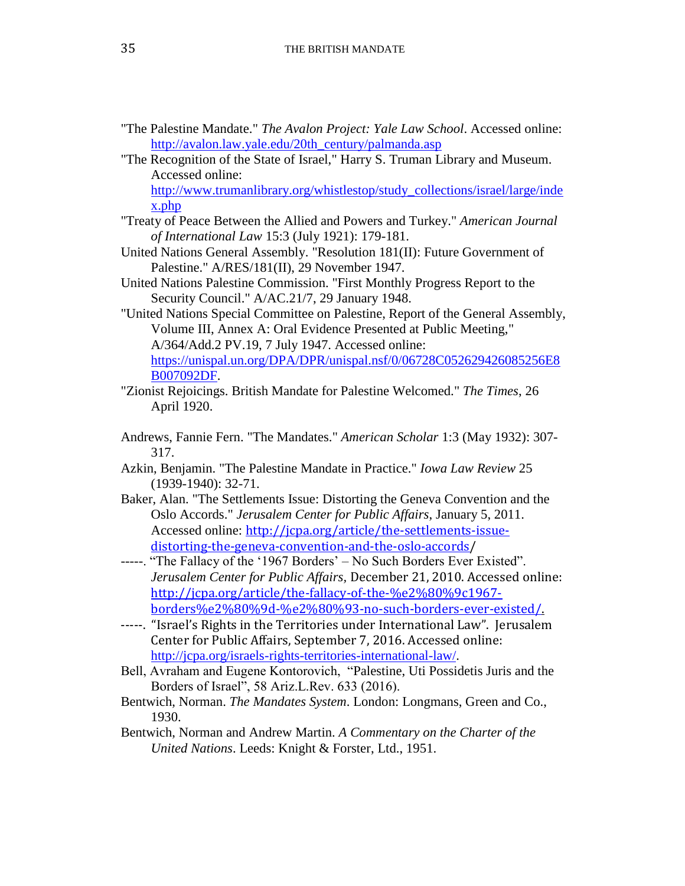"The Palestine Mandate." *The Avalon Project: Yale Law School*. Accessed online: http://avalon.law.yale.edu/20th_century/palmanda.asp

"The Recognition of the State of Israel," Harry S. Truman Library and Museum. Accessed online: http://www.trumanlibrary.org/whistlestop/study_collections/israel/large/index.php

"Treaty of Peace Between the Allied and Powers and Turkey." *American Journal of International Law* 15:3 (July 1921): 179-181.

United Nations General Assembly. "Resolution 181(II): Future Government of Palestine." A/RES/181(II), 29 November 1947.

United Nations Palestine Commission. "First Monthly Progress Report to the Security Council." A/AC.21/7, 29 January 1948.

"United Nations Special Committee on Palestine, Report of the General Assembly, Volume III, Annex A: Oral Evidence Presented at Public Meeting," A/364/Add.2 PV.19, 7 July 1947. Accessed online: https://unispal.un.org/DPA/DPR/unispal.nsf/0/06728C052629426085256E8B007092DF.

"Zionist Rejoicings. British Mandate for Palestine Welcomed." *The Times*, 26 April 1920.

Andrews, Fannie Fern. "The Mandates." *American Scholar* 1:3 (May 1932): 307-317.

Azkin, Benjamin. "The Palestine Mandate in Practice." *Iowa Law Review* 25 (1939-1940): 32-71.

Baker, Alan. "The Settlements Issue: Distorting the Geneva Convention and the Oslo Accords." *Jerusalem Center for Public Affairs*, January 5, 2011. Accessed online: http://jcpa.org/article/the-settlements-issue-distorting-the-geneva-convention-and-the-oslo-accords/

-----. "The Fallacy of the '1967 Borders' – No Such Borders Ever Existed". *Jerusalem Center for Public Affairs*, December 21, 2010. Accessed online: http://jcpa.org/article/the-fallacy-of-the-%e2%80%9c1967-borders%e2%80%9d-%e2%80%93-no-such-borders-ever-existed/.

-----. "Israel's Rights in the Territories under International Law". Jerusalem Center for Public Affairs, September 7, 2016. Accessed online: http://jcpa.org/israels-rights-territories-international-law/.

Bell, Avraham and Eugene Kontorovich, "Palestine, Uti Possidetis Juris and the Borders of Israel", 58 Ariz.L.Rev. 633 (2016).

Bentwich, Norman. *The Mandates System*. London: Longmans, Green and Co., 1930.

Bentwich, Norman and Andrew Martin. *A Commentary on the Charter of the United Nations*. Leeds: Knight & Forster, Ltd., 1951.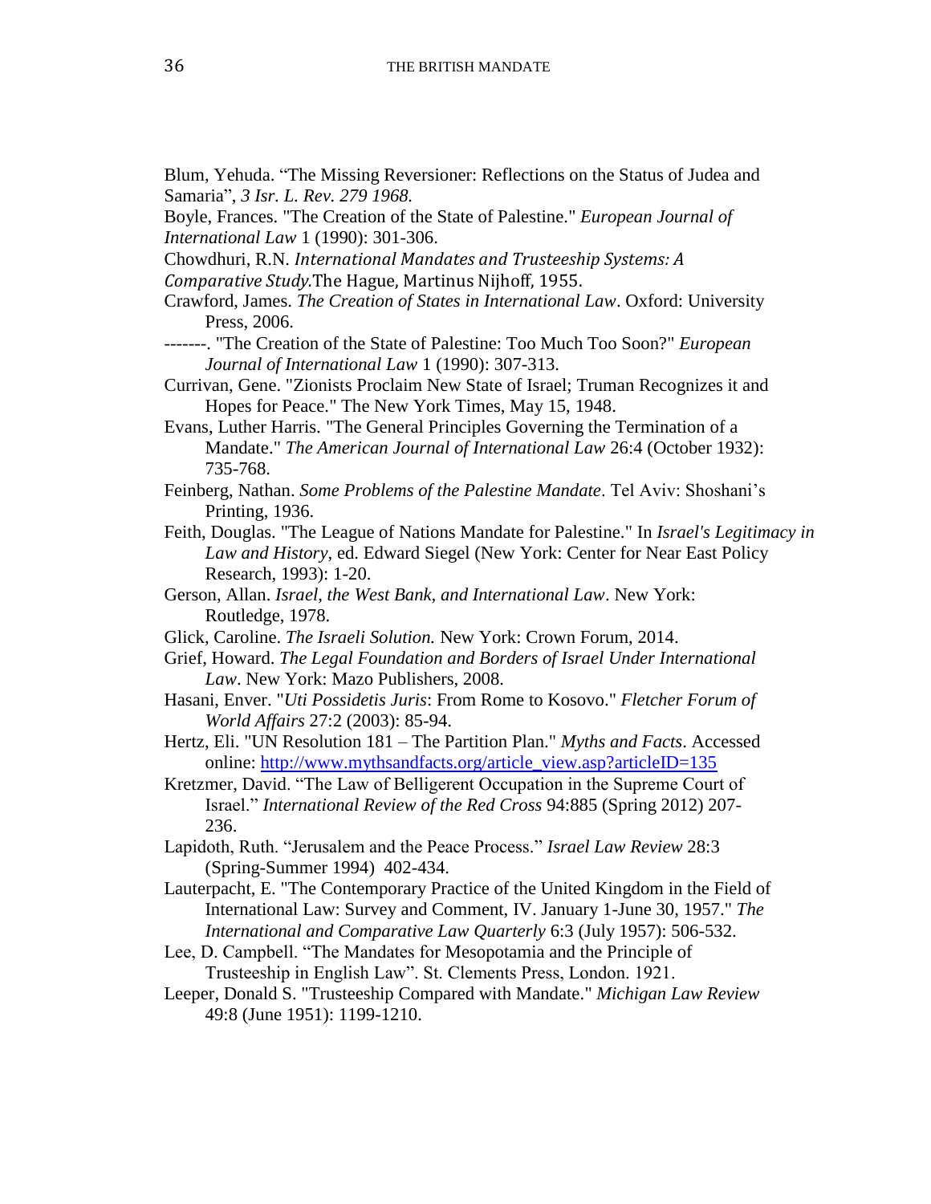Blum, Yehuda. “The Missing Reversioner: Reflections on the Status of Judea and Samaria”, *3 Isr. L. Rev. 279 1968.*

Boyle, Frances. "The Creation of the State of Palestine." *European Journal of International Law* 1 (1990): 301-306.

Chowdhuri, R.N. *International Mandates and Trusteeship Systems: A Comparative Study.*The Hague, Martinus Nijhoff, 1955.

Crawford, James. *The Creation of States in International Law*. Oxford: University Press, 2006.

-------. "The Creation of the State of Palestine: Too Much Too Soon?" *European Journal of International Law* 1 (1990): 307-313.

Currivan, Gene. "Zionists Proclaim New State of Israel; Truman Recognizes it and Hopes for Peace." The New York Times, May 15, 1948.

Evans, Luther Harris. "The General Principles Governing the Termination of a Mandate." *The American Journal of International Law* 26:4 (October 1932): 735-768.

Feinberg, Nathan. *Some Problems of the Palestine Mandate*. Tel Aviv: Shoshani’s Printing, 1936.

Feith, Douglas. "The League of Nations Mandate for Palestine." In *Israel's Legitimacy in Law and History*, ed. Edward Siegel (New York: Center for Near East Policy Research, 1993): 1-20.

Gerson, Allan. *Israel, the West Bank, and International Law*. New York: Routledge, 1978.

Glick, Caroline. *The Israeli Solution.* New York: Crown Forum, 2014.

Grief, Howard. *The Legal Foundation and Borders of Israel Under International Law*. New York: Mazo Publishers, 2008.

Hasani, Enver. "*Uti Possidetis Juris*: From Rome to Kosovo." *Fletcher Forum of World Affairs* 27:2 (2003): 85-94.

Hertz, Eli. "UN Resolution 181 – The Partition Plan." *Myths and Facts*. Accessed online: http://www.mythsandfacts.org/article_view.asp?articleID=135

Kretzmer, David. “The Law of Belligerent Occupation in the Supreme Court of Israel.” *International Review of the Red Cross* 94:885 (Spring 2012) 207-236.

Lapidoth, Ruth. “Jerusalem and the Peace Process.” *Israel Law Review* 28:3 (Spring-Summer 1994) 402-434.

Lauterpacht, E. "The Contemporary Practice of the United Kingdom in the Field of International Law: Survey and Comment, IV. January 1-June 30, 1957." *The International and Comparative Law Quarterly* 6:3 (July 1957): 506-532.

Lee, D. Campbell. “The Mandates for Mesopotamia and the Principle of Trusteeship in English Law”. St. Clements Press, London. 1921.

Leeper, Donald S. "Trusteeship Compared with Mandate." *Michigan Law Review* 49:8 (June 1951): 1199-1210.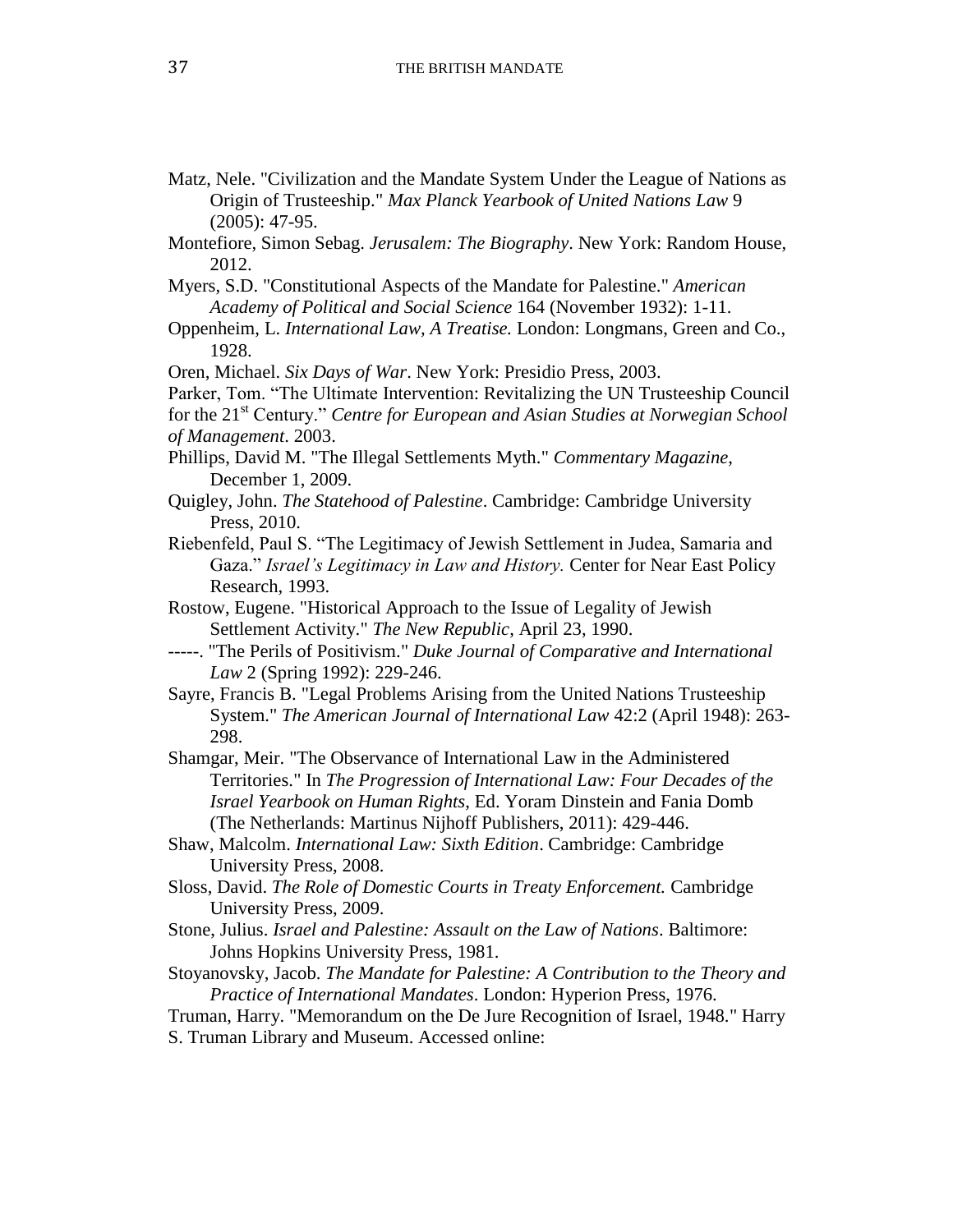Matz, Nele. "Civilization and the Mandate System Under the League of Nations as Origin of Trusteeship." *Max Planck Yearbook of United Nations Law* 9 (2005): 47-95.

Montefiore, Simon Sebag. *Jerusalem: The Biography*. New York: Random House, 2012.

Myers, S.D. "Constitutional Aspects of the Mandate for Palestine." *American Academy of Political and Social Science* 164 (November 1932): 1-11.

Oppenheim, L. *International Law, A Treatise.* London: Longmans, Green and Co., 1928.

Oren, Michael. *Six Days of War*. New York: Presidio Press, 2003.

Parker, Tom. "The Ultimate Intervention: Revitalizing the UN Trusteeship Council for the 21st Century." *Centre for European and Asian Studies at Norwegian School of Management*. 2003.

Phillips, David M. "The Illegal Settlements Myth." *Commentary Magazine*, December 1, 2009.

Quigley, John. *The Statehood of Palestine*. Cambridge: Cambridge University Press, 2010.

Riebenfeld, Paul S. "The Legitimacy of Jewish Settlement in Judea, Samaria and Gaza." *Israel's Legitimacy in Law and History.* Center for Near East Policy Research, 1993.

Rostow, Eugene. "Historical Approach to the Issue of Legality of Jewish Settlement Activity." *The New Republic*, April 23, 1990.

-----. "The Perils of Positivism." *Duke Journal of Comparative and International Law* 2 (Spring 1992): 229-246.

Sayre, Francis B. "Legal Problems Arising from the United Nations Trusteeship System." *The American Journal of International Law* 42:2 (April 1948): 263-298.

Shamgar, Meir. "The Observance of International Law in the Administered Territories." In *The Progression of International Law: Four Decades of the Israel Yearbook on Human Rights*, Ed. Yoram Dinstein and Fania Domb (The Netherlands: Martinus Nijhoff Publishers, 2011): 429-446.

Shaw, Malcolm. *International Law: Sixth Edition*. Cambridge: Cambridge University Press, 2008.

Sloss, David. *The Role of Domestic Courts in Treaty Enforcement.* Cambridge University Press, 2009.

Stone, Julius. *Israel and Palestine: Assault on the Law of Nations*. Baltimore: Johns Hopkins University Press, 1981.

Stoyanovsky, Jacob. *The Mandate for Palestine: A Contribution to the Theory and Practice of International Mandates*. London: Hyperion Press, 1976.

Truman, Harry. "Memorandum on the De Jure Recognition of Israel, 1948." Harry S. Truman Library and Museum. Accessed online: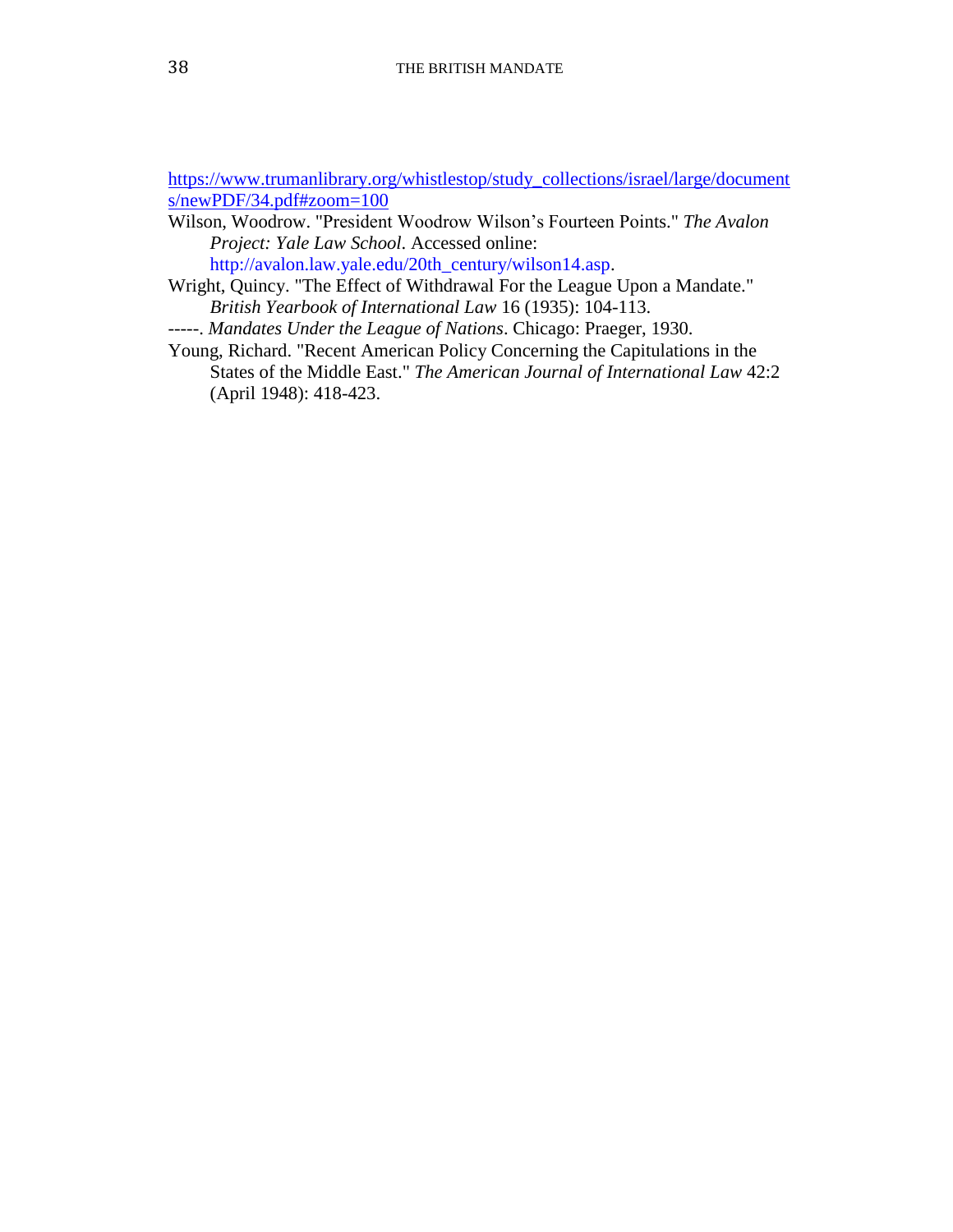https://www.trumanlibrary.org/whistlestop/study_collections/israel/large/documents/newPDF/34.pdf#zoom=100

Wilson, Woodrow. "President Woodrow Wilson's Fourteen Points." *The Avalon Project: Yale Law School*. Accessed online: http://avalon.law.yale.edu/20th_century/wilson14.asp.

Wright, Quincy. "The Effect of Withdrawal For the League Upon a Mandate." *British Yearbook of International Law* 16 (1935): 104-113.

-----. *Mandates Under the League of Nations*. Chicago: Praeger, 1930.

Young, Richard. "Recent American Policy Concerning the Capitulations in the States of the Middle East." *The American Journal of International Law* 42:2 (April 1948): 418-423.